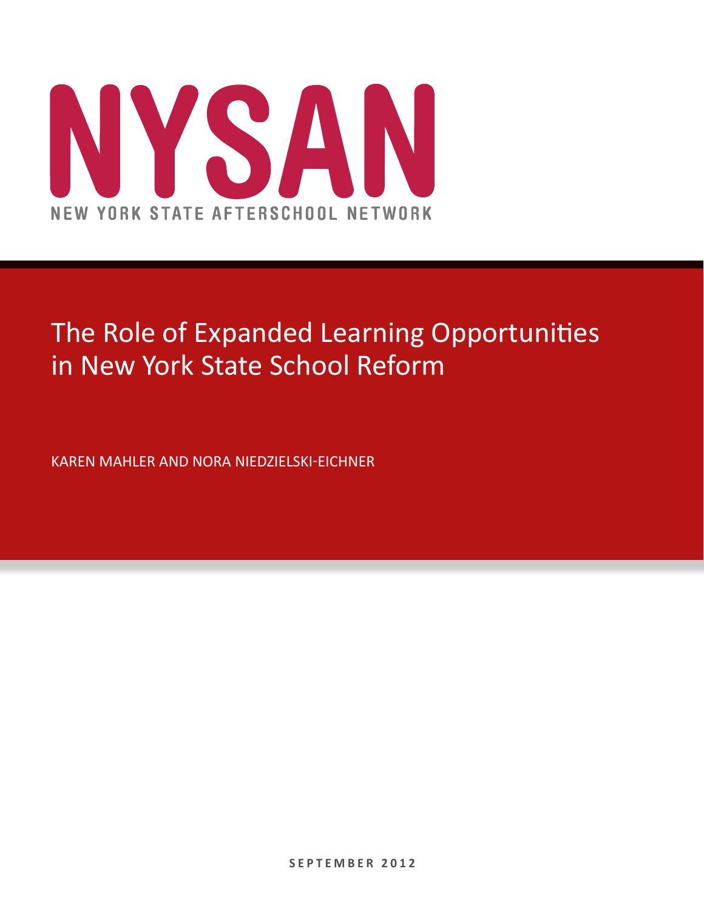# NYSAN

NEW YORK STATE AFTERSCHOOL NETWORK

# The Role of Expanded Learning Opportunities in New York State School Reform

KAREN MAHLER AND NORA NIEDZIELSKI-EICHNER

**SEPTEMBER 2012**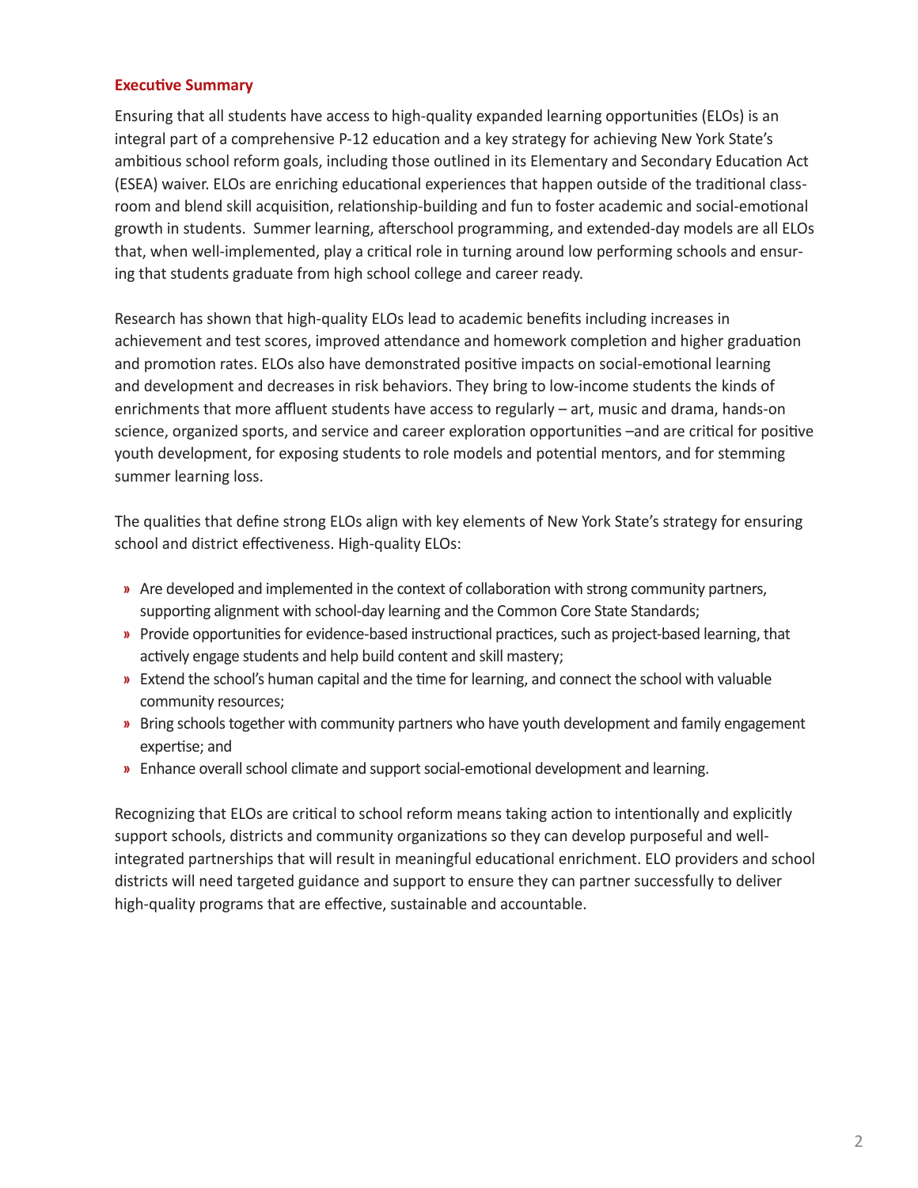## Executive Summary

Ensuring that all students have access to high-quality expanded learning opportunities (ELOs) is an integral part of a comprehensive P-12 education and a key strategy for achieving New York State's ambitious school reform goals, including those outlined in its Elementary and Secondary Education Act (ESEA) waiver. ELOs are enriching educational experiences that happen outside of the traditional classroom and blend skill acquisition, relationship-building and fun to foster academic and social-emotional growth in students. Summer learning, afterschool programming, and extended-day models are all ELOs that, when well-implemented, play a critical role in turning around low performing schools and ensuring that students graduate from high school college and career ready.

Research has shown that high-quality ELOs lead to academic benefits including increases in achievement and test scores, improved attendance and homework completion and higher graduation and promotion rates. ELOs also have demonstrated positive impacts on social-emotional learning and development and decreases in risk behaviors. They bring to low-income students the kinds of enrichments that more affluent students have access to regularly – art, music and drama, hands-on science, organized sports, and service and career exploration opportunities –and are critical for positive youth development, for exposing students to role models and potential mentors, and for stemming summer learning loss.

The qualities that define strong ELOs align with key elements of New York State's strategy for ensuring school and district effectiveness. High-quality ELOs:

- Are developed and implemented in the context of collaboration with strong community partners, supporting alignment with school-day learning and the Common Core State Standards;
- Provide opportunities for evidence-based instructional practices, such as project-based learning, that actively engage students and help build content and skill mastery;
- Extend the school's human capital and the time for learning, and connect the school with valuable community resources;
- Bring schools together with community partners who have youth development and family engagement expertise; and
- Enhance overall school climate and support social-emotional development and learning.

Recognizing that ELOs are critical to school reform means taking action to intentionally and explicitly support schools, districts and community organizations so they can develop purposeful and well-integrated partnerships that will result in meaningful educational enrichment. ELO providers and school districts will need targeted guidance and support to ensure they can partner successfully to deliver high-quality programs that are effective, sustainable and accountable.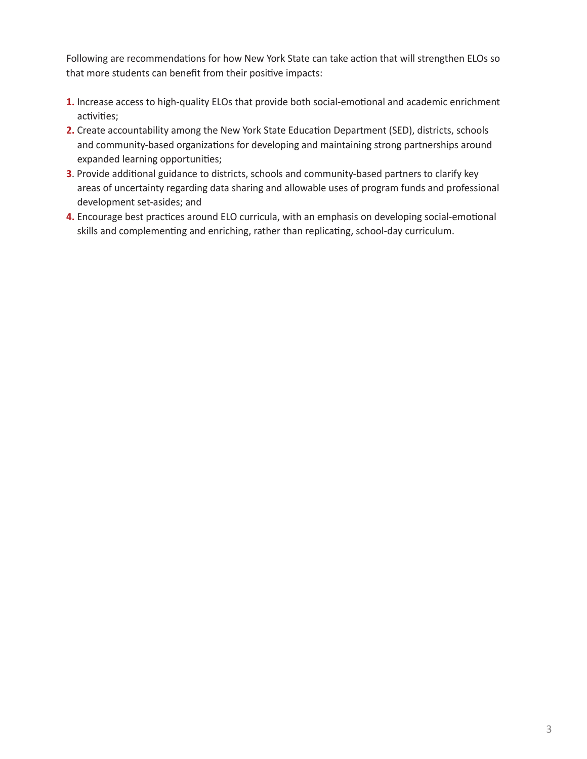Following are recommendations for how New York State can take action that will strengthen ELOs so that more students can benefit from their positive impacts:

1. Increase access to high-quality ELOs that provide both social-emotional and academic enrichment activities;
2. Create accountability among the New York State Education Department (SED), districts, schools and community-based organizations for developing and maintaining strong partnerships around expanded learning opportunities;
3. Provide additional guidance to districts, schools and community-based partners to clarify key areas of uncertainty regarding data sharing and allowable uses of program funds and professional development set-asides; and
4. Encourage best practices around ELO curricula, with an emphasis on developing social-emotional skills and complementing and enriching, rather than replicating, school-day curriculum.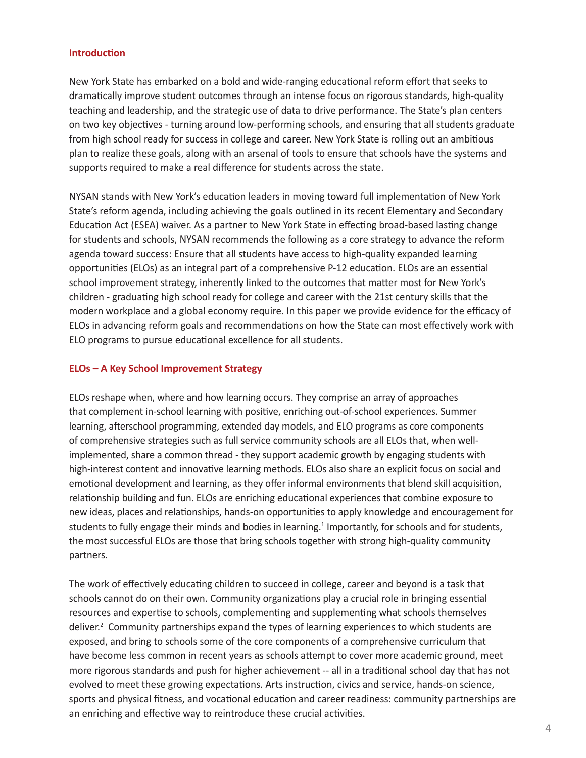## Introduction

New York State has embarked on a bold and wide-ranging educational reform effort that seeks to dramatically improve student outcomes through an intense focus on rigorous standards, high-quality teaching and leadership, and the strategic use of data to drive performance. The State's plan centers on two key objectives - turning around low-performing schools, and ensuring that all students graduate from high school ready for success in college and career. New York State is rolling out an ambitious plan to realize these goals, along with an arsenal of tools to ensure that schools have the systems and supports required to make a real difference for students across the state.

NYSAN stands with New York's education leaders in moving toward full implementation of New York State's reform agenda, including achieving the goals outlined in its recent Elementary and Secondary Education Act (ESEA) waiver. As a partner to New York State in effecting broad-based lasting change for students and schools, NYSAN recommends the following as a core strategy to advance the reform agenda toward success: Ensure that all students have access to high-quality expanded learning opportunities (ELOs) as an integral part of a comprehensive P-12 education. ELOs are an essential school improvement strategy, inherently linked to the outcomes that matter most for New York's children - graduating high school ready for college and career with the 21st century skills that the modern workplace and a global economy require. In this paper we provide evidence for the efficacy of ELOs in advancing reform goals and recommendations on how the State can most effectively work with ELO programs to pursue educational excellence for all students.

## ELOs – A Key School Improvement Strategy

ELOs reshape when, where and how learning occurs. They comprise an array of approaches that complement in-school learning with positive, enriching out-of-school experiences. Summer learning, afterschool programming, extended day models, and ELO programs as core components of comprehensive strategies such as full service community schools are all ELOs that, when well-implemented, share a common thread - they support academic growth by engaging students with high-interest content and innovative learning methods. ELOs also share an explicit focus on social and emotional development and learning, as they offer informal environments that blend skill acquisition, relationship building and fun. ELOs are enriching educational experiences that combine exposure to new ideas, places and relationships, hands-on opportunities to apply knowledge and encouragement for students to fully engage their minds and bodies in learning.[1] Importantly, for schools and for students, the most successful ELOs are those that bring schools together with strong high-quality community partners.

The work of effectively educating children to succeed in college, career and beyond is a task that schools cannot do on their own. Community organizations play a crucial role in bringing essential resources and expertise to schools, complementing and supplementing what schools themselves deliver.[2] Community partnerships expand the types of learning experiences to which students are exposed, and bring to schools some of the core components of a comprehensive curriculum that have become less common in recent years as schools attempt to cover more academic ground, meet more rigorous standards and push for higher achievement -- all in a traditional school day that has not evolved to meet these growing expectations. Arts instruction, civics and service, hands-on science, sports and physical fitness, and vocational education and career readiness: community partnerships are an enriching and effective way to reintroduce these crucial activities.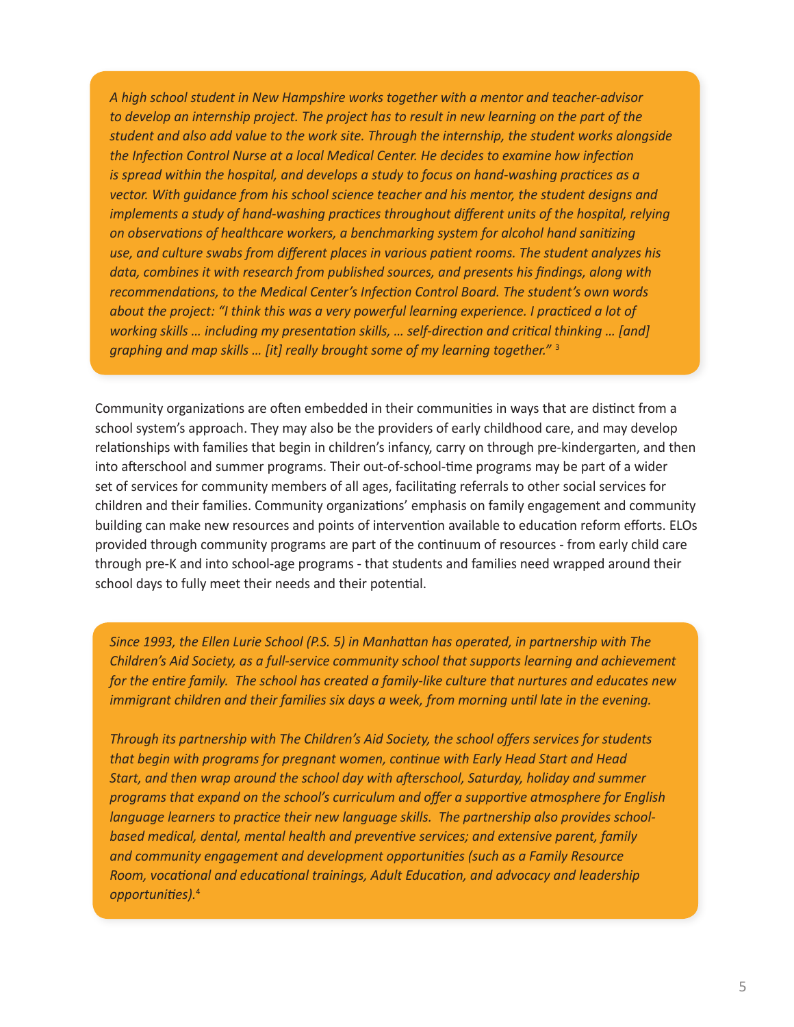*A high school student in New Hampshire works together with a mentor and teacher-advisor to develop an internship project. The project has to result in new learning on the part of the student and also add value to the work site. Through the internship, the student works alongside the Infection Control Nurse at a local Medical Center. He decides to examine how infection is spread within the hospital, and develops a study to focus on hand-washing practices as a vector. With guidance from his school science teacher and his mentor, the student designs and implements a study of hand-washing practices throughout different units of the hospital, relying on observations of healthcare workers, a benchmarking system for alcohol hand sanitizing use, and culture swabs from different places in various patient rooms. The student analyzes his data, combines it with research from published sources, and presents his findings, along with recommendations, to the Medical Center's Infection Control Board. The student's own words about the project: "I think this was a very powerful learning experience. I practiced a lot of working skills … including my presentation skills, … self-direction and critical thinking … [and] graphing and map skills … [it] really brought some of my learning together."* [3]

Community organizations are often embedded in their communities in ways that are distinct from a school system's approach. They may also be the providers of early childhood care, and may develop relationships with families that begin in children's infancy, carry on through pre-kindergarten, and then into afterschool and summer programs. Their out-of-school-time programs may be part of a wider set of services for community members of all ages, facilitating referrals to other social services for children and their families. Community organizations' emphasis on family engagement and community building can make new resources and points of intervention available to education reform efforts. ELOs provided through community programs are part of the continuum of resources - from early child care through pre-K and into school-age programs - that students and families need wrapped around their school days to fully meet their needs and their potential.

*Since 1993, the Ellen Lurie School (P.S. 5) in Manhattan has operated, in partnership with The Children's Aid Society, as a full-service community school that supports learning and achievement for the entire family. The school has created a family-like culture that nurtures and educates new immigrant children and their families six days a week, from morning until late in the evening.*

*Through its partnership with The Children's Aid Society, the school offers services for students that begin with programs for pregnant women, continue with Early Head Start and Head Start, and then wrap around the school day with afterschool, Saturday, holiday and summer programs that expand on the school's curriculum and offer a supportive atmosphere for English language learners to practice their new language skills. The partnership also provides school-based medical, dental, mental health and preventive services; and extensive parent, family and community engagement and development opportunities (such as a Family Resource Room, vocational and educational trainings, Adult Education, and advocacy and leadership opportunities).* [4]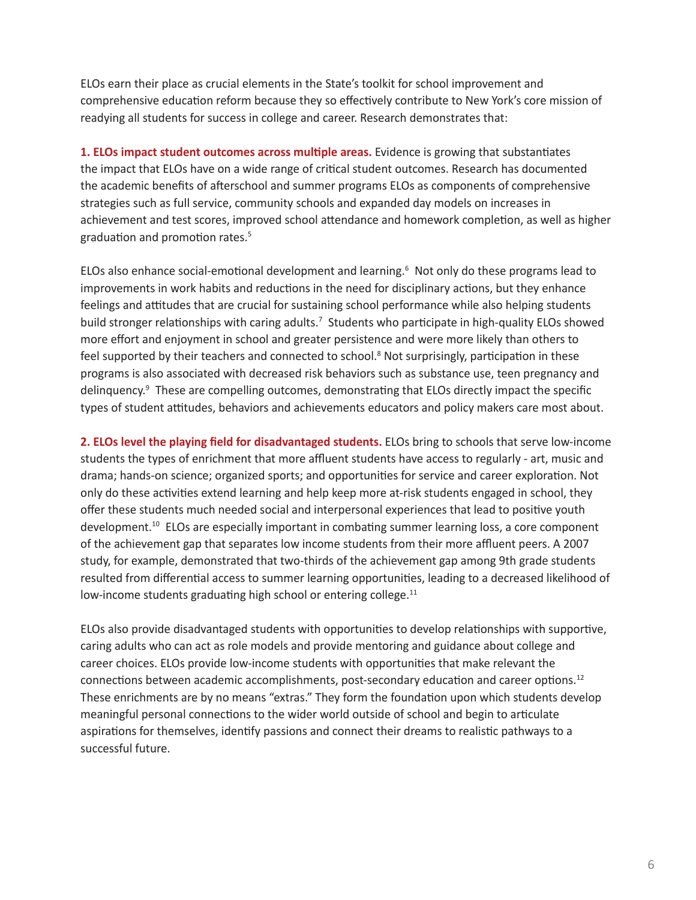ELOs earn their place as crucial elements in the State's toolkit for school improvement and comprehensive education reform because they so effectively contribute to New York's core mission of readying all students for success in college and career. Research demonstrates that:

**1. ELOs impact student outcomes across multiple areas.** Evidence is growing that substantiates the impact that ELOs have on a wide range of critical student outcomes. Research has documented the academic benefits of afterschool and summer programs ELOs as components of comprehensive strategies such as full service, community schools and expanded day models on increases in achievement and test scores, improved school attendance and homework completion, as well as higher graduation and promotion rates.[5]

ELOs also enhance social-emotional development and learning.[6] Not only do these programs lead to improvements in work habits and reductions in the need for disciplinary actions, but they enhance feelings and attitudes that are crucial for sustaining school performance while also helping students build stronger relationships with caring adults.[7] Students who participate in high-quality ELOs showed more effort and enjoyment in school and greater persistence and were more likely than others to feel supported by their teachers and connected to school.[8] Not surprisingly, participation in these programs is also associated with decreased risk behaviors such as substance use, teen pregnancy and delinquency.[9] These are compelling outcomes, demonstrating that ELOs directly impact the specific types of student attitudes, behaviors and achievements educators and policy makers care most about.

**2. ELOs level the playing field for disadvantaged students.** ELOs bring to schools that serve low-income students the types of enrichment that more affluent students have access to regularly - art, music and drama; hands-on science; organized sports; and opportunities for service and career exploration. Not only do these activities extend learning and help keep more at-risk students engaged in school, they offer these students much needed social and interpersonal experiences that lead to positive youth development.[10] ELOs are especially important in combating summer learning loss, a core component of the achievement gap that separates low income students from their more affluent peers. A 2007 study, for example, demonstrated that two-thirds of the achievement gap among 9th grade students resulted from differential access to summer learning opportunities, leading to a decreased likelihood of low-income students graduating high school or entering college.[11]

ELOs also provide disadvantaged students with opportunities to develop relationships with supportive, caring adults who can act as role models and provide mentoring and guidance about college and career choices. ELOs provide low-income students with opportunities that make relevant the connections between academic accomplishments, post-secondary education and career options.[12] These enrichments are by no means "extras." They form the foundation upon which students develop meaningful personal connections to the wider world outside of school and begin to articulate aspirations for themselves, identify passions and connect their dreams to realistic pathways to a successful future.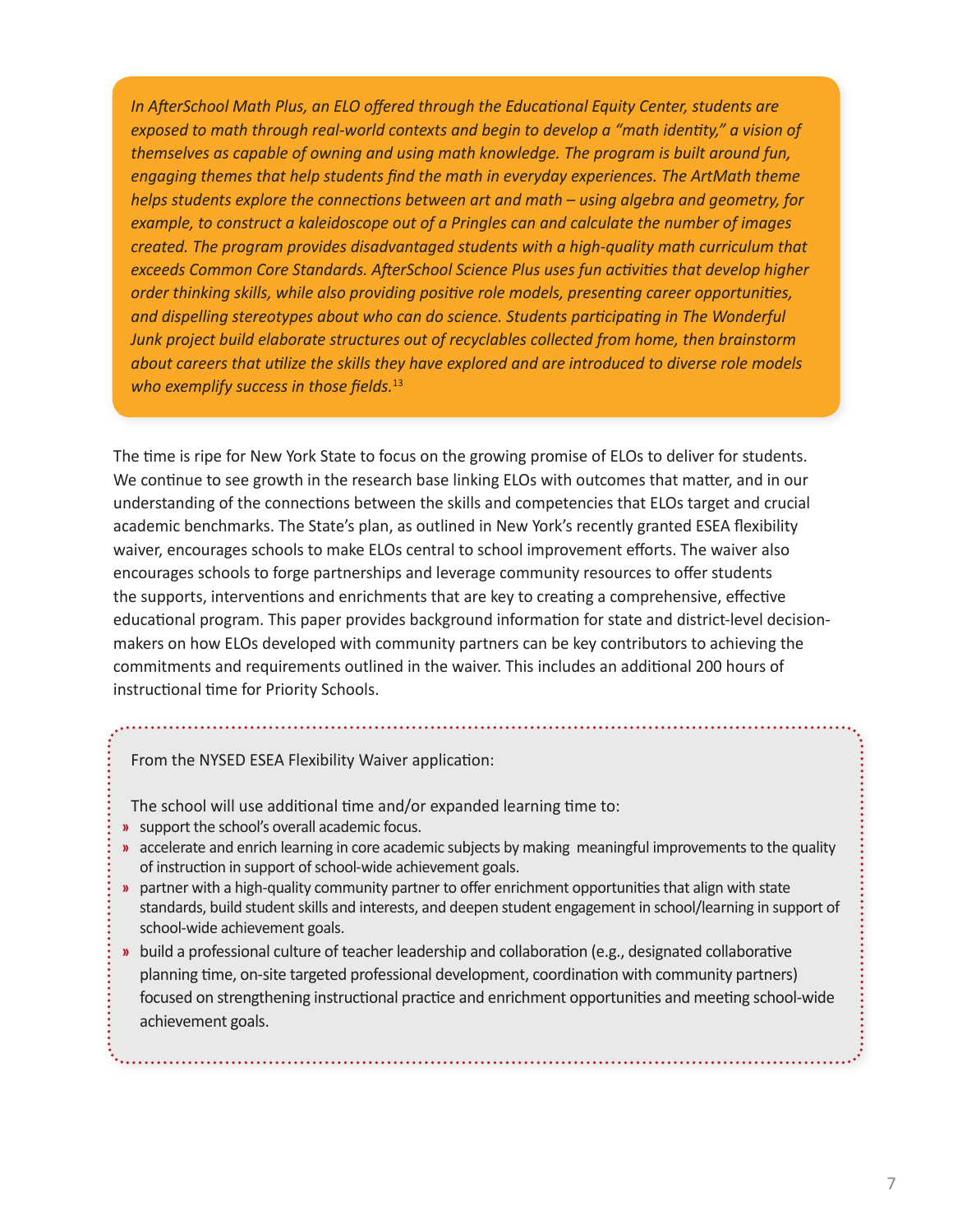*In AfterSchool Math Plus, an ELO offered through the Educational Equity Center, students are exposed to math through real-world contexts and begin to develop a "math identity," a vision of themselves as capable of owning and using math knowledge. The program is built around fun, engaging themes that help students find the math in everyday experiences. The ArtMath theme helps students explore the connections between art and math – using algebra and geometry, for example, to construct a kaleidoscope out of a Pringles can and calculate the number of images created. The program provides disadvantaged students with a high-quality math curriculum that exceeds Common Core Standards. AfterSchool Science Plus uses fun activities that develop higher order thinking skills, while also providing positive role models, presenting career opportunities, and dispelling stereotypes about who can do science. Students participating in The Wonderful Junk project build elaborate structures out of recyclables collected from home, then brainstorm about careers that utilize the skills they have explored and are introduced to diverse role models who exemplify success in those fields.*[13]

The time is ripe for New York State to focus on the growing promise of ELOs to deliver for students. We continue to see growth in the research base linking ELOs with outcomes that matter, and in our understanding of the connections between the skills and competencies that ELOs target and crucial academic benchmarks. The State's plan, as outlined in New York's recently granted ESEA flexibility waiver, encourages schools to make ELOs central to school improvement efforts. The waiver also encourages schools to forge partnerships and leverage community resources to offer students the supports, interventions and enrichments that are key to creating a comprehensive, effective educational program. This paper provides background information for state and district-level decision-makers on how ELOs developed with community partners can be key contributors to achieving the commitments and requirements outlined in the waiver. This includes an additional 200 hours of instructional time for Priority Schools.

From the NYSED ESEA Flexibility Waiver application:

The school will use additional time and/or expanded learning time to:

- support the school's overall academic focus.
- accelerate and enrich learning in core academic subjects by making meaningful improvements to the quality of instruction in support of school-wide achievement goals.
- partner with a high-quality community partner to offer enrichment opportunities that align with state standards, build student skills and interests, and deepen student engagement in school/learning in support of school-wide achievement goals.
- build a professional culture of teacher leadership and collaboration (e.g., designated collaborative planning time, on-site targeted professional development, coordination with community partners) focused on strengthening instructional practice and enrichment opportunities and meeting school-wide achievement goals.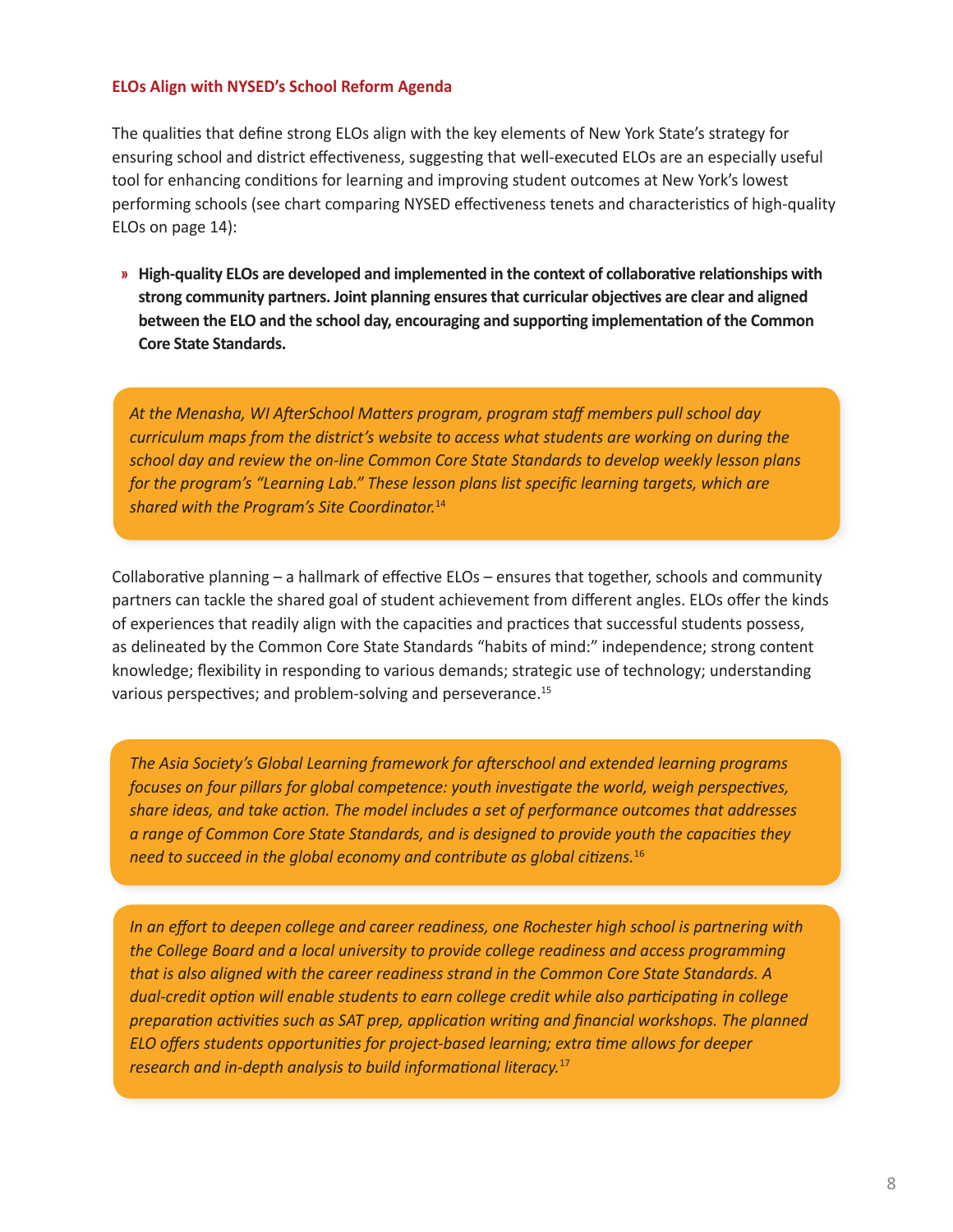### ELOs Align with NYSED's School Reform Agenda

The qualities that define strong ELOs align with the key elements of New York State's strategy for ensuring school and district effectiveness, suggesting that well-executed ELOs are an especially useful tool for enhancing conditions for learning and improving student outcomes at New York's lowest performing schools (see chart comparing NYSED effectiveness tenets and characteristics of high-quality ELOs on page 14):

- **High-quality ELOs are developed and implemented in the context of collaborative relationships with strong community partners. Joint planning ensures that curricular objectives are clear and aligned between the ELO and the school day, encouraging and supporting implementation of the Common Core State Standards.**

> *At the Menasha, WI AfterSchool Matters program, program staff members pull school day curriculum maps from the district's website to access what students are working on during the school day and review the on-line Common Core State Standards to develop weekly lesson plans for the program's "Learning Lab." These lesson plans list specific learning targets, which are shared with the Program's Site Coordinator.*[14]

Collaborative planning – a hallmark of effective ELOs – ensures that together, schools and community partners can tackle the shared goal of student achievement from different angles. ELOs offer the kinds of experiences that readily align with the capacities and practices that successful students possess, as delineated by the Common Core State Standards "habits of mind:" independence; strong content knowledge; flexibility in responding to various demands; strategic use of technology; understanding various perspectives; and problem-solving and perseverance.[15]

> *The Asia Society's Global Learning framework for afterschool and extended learning programs focuses on four pillars for global competence: youth investigate the world, weigh perspectives, share ideas, and take action. The model includes a set of performance outcomes that addresses a range of Common Core State Standards, and is designed to provide youth the capacities they need to succeed in the global economy and contribute as global citizens.*[16]

> *In an effort to deepen college and career readiness, one Rochester high school is partnering with the College Board and a local university to provide college readiness and access programming that is also aligned with the career readiness strand in the Common Core State Standards. A dual-credit option will enable students to earn college credit while also participating in college preparation activities such as SAT prep, application writing and financial workshops. The planned ELO offers students opportunities for project-based learning; extra time allows for deeper research and in-depth analysis to build informational literacy.*[17]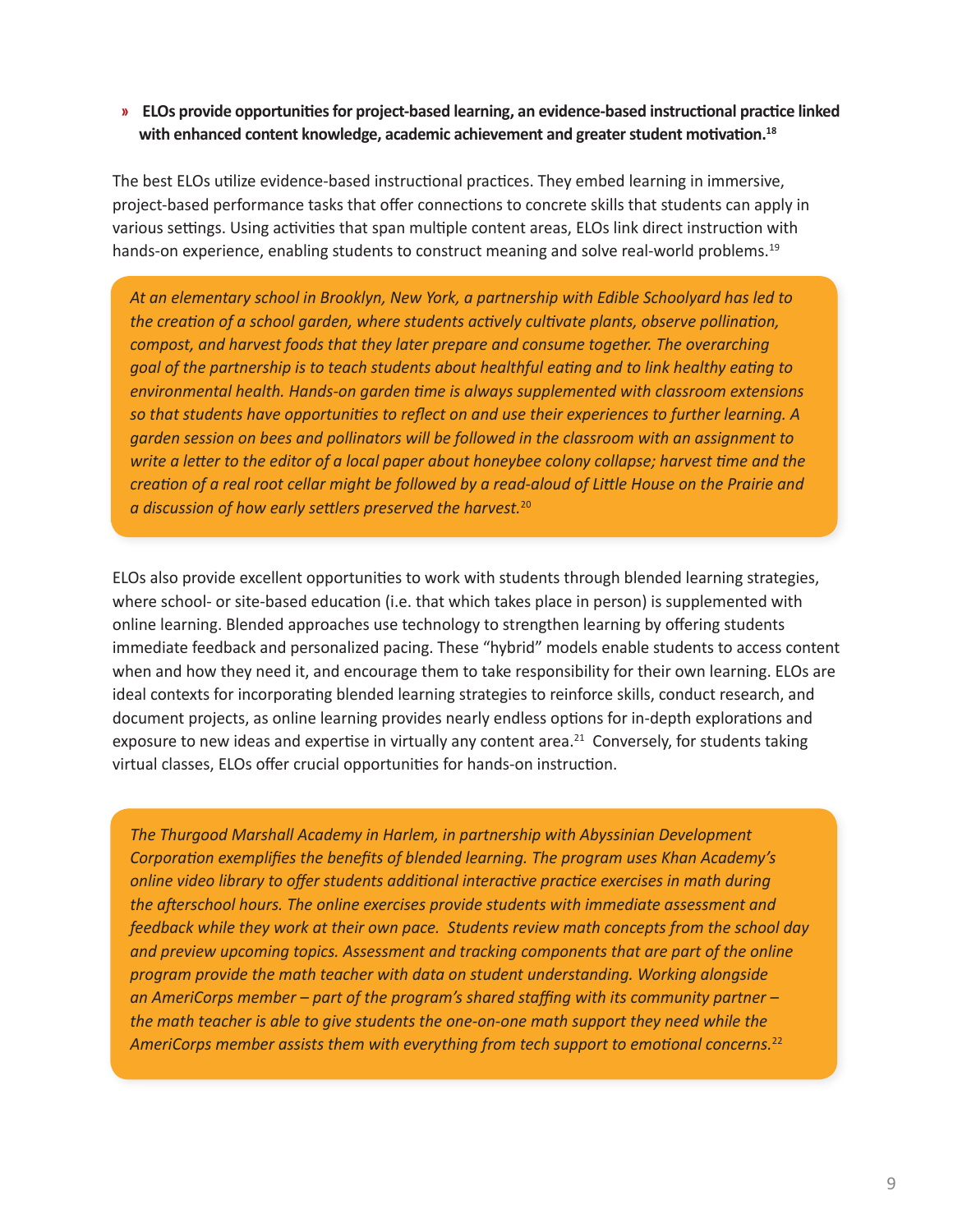- **ELOs provide opportunities for project-based learning, an evidence-based instructional practice linked with enhanced content knowledge, academic achievement and greater student motivation.[18]**

The best ELOs utilize evidence-based instructional practices. They embed learning in immersive, project-based performance tasks that offer connections to concrete skills that students can apply in various settings. Using activities that span multiple content areas, ELOs link direct instruction with hands-on experience, enabling students to construct meaning and solve real-world problems.[19]

> *At an elementary school in Brooklyn, New York, a partnership with Edible Schoolyard has led to the creation of a school garden, where students actively cultivate plants, observe pollination, compost, and harvest foods that they later prepare and consume together. The overarching goal of the partnership is to teach students about healthful eating and to link healthy eating to environmental health. Hands-on garden time is always supplemented with classroom extensions so that students have opportunities to reflect on and use their experiences to further learning. A garden session on bees and pollinators will be followed in the classroom with an assignment to write a letter to the editor of a local paper about honeybee colony collapse; harvest time and the creation of a real root cellar might be followed by a read-aloud of Little House on the Prairie and a discussion of how early settlers preserved the harvest.*[20]

ELOs also provide excellent opportunities to work with students through blended learning strategies, where school- or site-based education (i.e. that which takes place in person) is supplemented with online learning. Blended approaches use technology to strengthen learning by offering students immediate feedback and personalized pacing. These "hybrid" models enable students to access content when and how they need it, and encourage them to take responsibility for their own learning. ELOs are ideal contexts for incorporating blended learning strategies to reinforce skills, conduct research, and document projects, as online learning provides nearly endless options for in-depth explorations and exposure to new ideas and expertise in virtually any content area.[21] Conversely, for students taking virtual classes, ELOs offer crucial opportunities for hands-on instruction.

> *The Thurgood Marshall Academy in Harlem, in partnership with Abyssinian Development Corporation exemplifies the benefits of blended learning. The program uses Khan Academy's online video library to offer students additional interactive practice exercises in math during the afterschool hours. The online exercises provide students with immediate assessment and feedback while they work at their own pace. Students review math concepts from the school day and preview upcoming topics. Assessment and tracking components that are part of the online program provide the math teacher with data on student understanding. Working alongside an AmeriCorps member – part of the program's shared staffing with its community partner – the math teacher is able to give students the one-on-one math support they need while the AmeriCorps member assists them with everything from tech support to emotional concerns.*[22]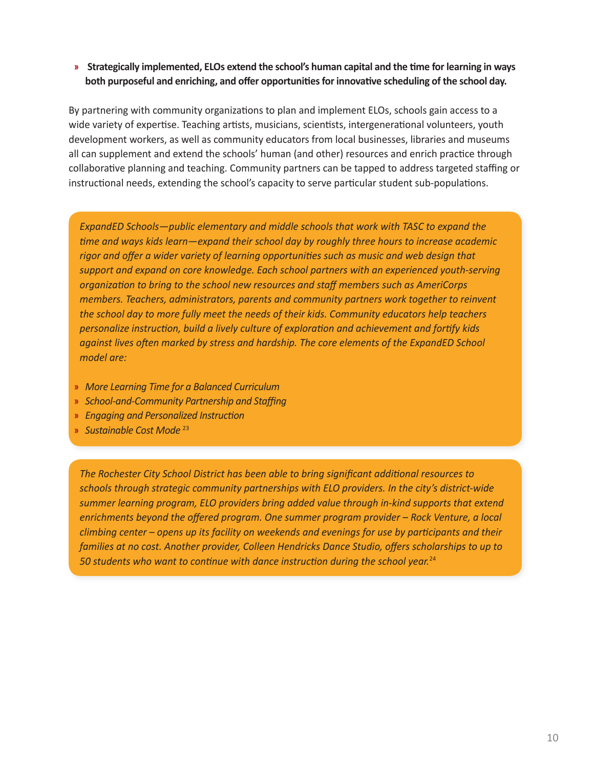- **Strategically implemented, ELOs extend the school's human capital and the time for learning in ways both purposeful and enriching, and offer opportunities for innovative scheduling of the school day.**

By partnering with community organizations to plan and implement ELOs, schools gain access to a wide variety of expertise. Teaching artists, musicians, scientists, intergenerational volunteers, youth development workers, as well as community educators from local businesses, libraries and museums all can supplement and extend the schools' human (and other) resources and enrich practice through collaborative planning and teaching. Community partners can be tapped to address targeted staffing or instructional needs, extending the school's capacity to serve particular student sub-populations.

*ExpandED Schools—public elementary and middle schools that work with TASC to expand the time and ways kids learn—expand their school day by roughly three hours to increase academic rigor and offer a wider variety of learning opportunities such as music and web design that support and expand on core knowledge. Each school partners with an experienced youth-serving organization to bring to the school new resources and staff members such as AmeriCorps members. Teachers, administrators, parents and community partners work together to reinvent the school day to more fully meet the needs of their kids. Community educators help teachers personalize instruction, build a lively culture of exploration and achievement and fortify kids against lives often marked by stress and hardship. The core elements of the ExpandED School model are:*

- *More Learning Time for a Balanced Curriculum*
- *School-and-Community Partnership and Staffing*
- *Engaging and Personalized Instruction*
- *Sustainable Cost Mode* [23]

*The Rochester City School District has been able to bring significant additional resources to schools through strategic community partnerships with ELO providers. In the city's district-wide summer learning program, ELO providers bring added value through in-kind supports that extend enrichments beyond the offered program. One summer program provider – Rock Venture, a local climbing center – opens up its facility on weekends and evenings for use by participants and their families at no cost. Another provider, Colleen Hendricks Dance Studio, offers scholarships to up to 50 students who want to continue with dance instruction during the school year.*[24]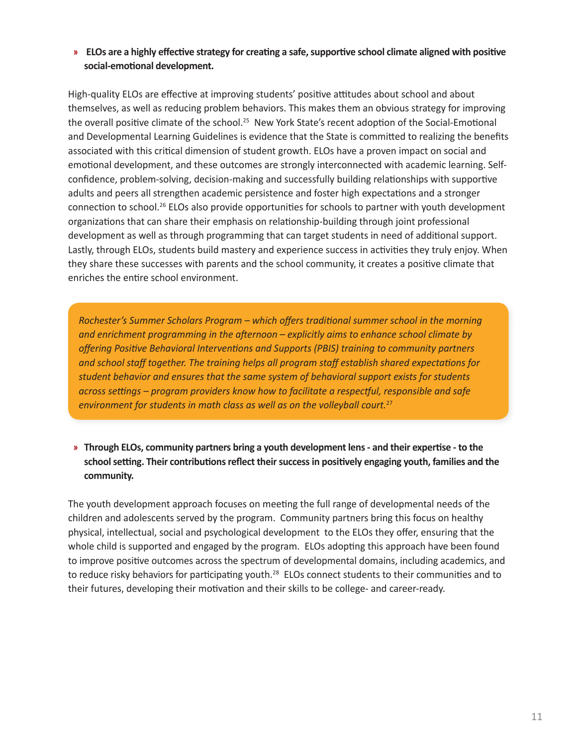» **ELOs are a highly effective strategy for creating a safe, supportive school climate aligned with positive social-emotional development.**

High-quality ELOs are effective at improving students' positive attitudes about school and about themselves, as well as reducing problem behaviors. This makes them an obvious strategy for improving the overall positive climate of the school.[25] New York State's recent adoption of the Social-Emotional and Developmental Learning Guidelines is evidence that the State is committed to realizing the benefits associated with this critical dimension of student growth. ELOs have a proven impact on social and emotional development, and these outcomes are strongly interconnected with academic learning. Self-confidence, problem-solving, decision-making and successfully building relationships with supportive adults and peers all strengthen academic persistence and foster high expectations and a stronger connection to school.[26] ELOs also provide opportunities for schools to partner with youth development organizations that can share their emphasis on relationship-building through joint professional development as well as through programming that can target students in need of additional support. Lastly, through ELOs, students build mastery and experience success in activities they truly enjoy. When they share these successes with parents and the school community, it creates a positive climate that enriches the entire school environment.

*Rochester's Summer Scholars Program – which offers traditional summer school in the morning and enrichment programming in the afternoon – explicitly aims to enhance school climate by offering Positive Behavioral Interventions and Supports (PBIS) training to community partners and school staff together. The training helps all program staff establish shared expectations for student behavior and ensures that the same system of behavioral support exists for students across settings – program providers know how to facilitate a respectful, responsible and safe environment for students in math class as well as on the volleyball court.*[27]

» **Through ELOs, community partners bring a youth development lens - and their expertise - to the school setting. Their contributions reflect their success in positively engaging youth, families and the community.**

The youth development approach focuses on meeting the full range of developmental needs of the children and adolescents served by the program. Community partners bring this focus on healthy physical, intellectual, social and psychological development to the ELOs they offer, ensuring that the whole child is supported and engaged by the program. ELOs adopting this approach have been found to improve positive outcomes across the spectrum of developmental domains, including academics, and to reduce risky behaviors for participating youth.[28] ELOs connect students to their communities and to their futures, developing their motivation and their skills to be college- and career-ready.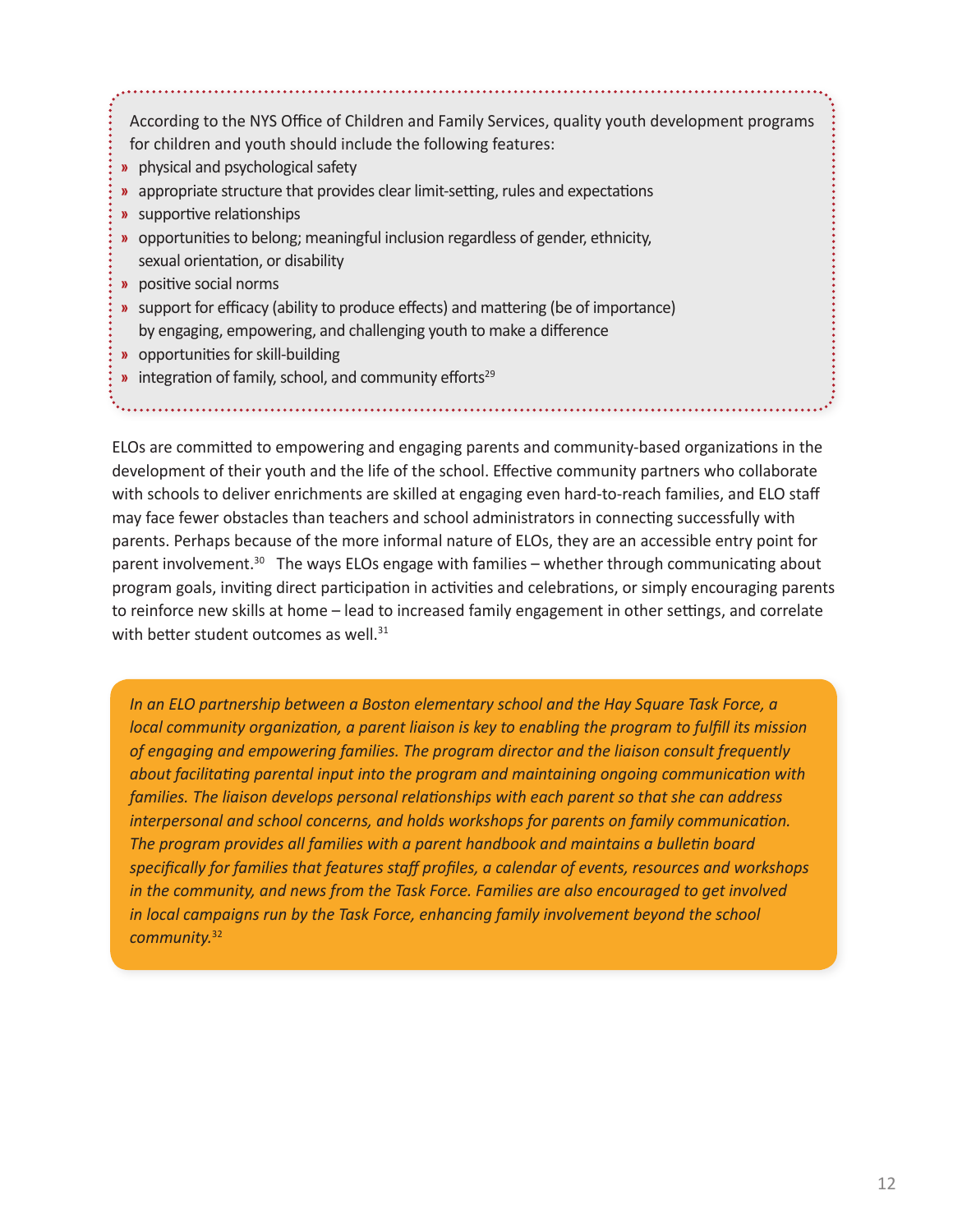According to the NYS Office of Children and Family Services, quality youth development programs for children and youth should include the following features:

- physical and psychological safety
- appropriate structure that provides clear limit-setting, rules and expectations
- supportive relationships
- opportunities to belong; meaningful inclusion regardless of gender, ethnicity, sexual orientation, or disability
- positive social norms
- support for efficacy (ability to produce effects) and mattering (be of importance) by engaging, empowering, and challenging youth to make a difference
- opportunities for skill-building
- integration of family, school, and community efforts[29]

ELOs are committed to empowering and engaging parents and community-based organizations in the development of their youth and the life of the school. Effective community partners who collaborate with schools to deliver enrichments are skilled at engaging even hard-to-reach families, and ELO staff may face fewer obstacles than teachers and school administrators in connecting successfully with parents. Perhaps because of the more informal nature of ELOs, they are an accessible entry point for parent involvement.[30] The ways ELOs engage with families – whether through communicating about program goals, inviting direct participation in activities and celebrations, or simply encouraging parents to reinforce new skills at home – lead to increased family engagement in other settings, and correlate with better student outcomes as well.[31]

*In an ELO partnership between a Boston elementary school and the Hay Square Task Force, a local community organization, a parent liaison is key to enabling the program to fulfill its mission of engaging and empowering families. The program director and the liaison consult frequently about facilitating parental input into the program and maintaining ongoing communication with families. The liaison develops personal relationships with each parent so that she can address interpersonal and school concerns, and holds workshops for parents on family communication. The program provides all families with a parent handbook and maintains a bulletin board specifically for families that features staff profiles, a calendar of events, resources and workshops in the community, and news from the Task Force. Families are also encouraged to get involved in local campaigns run by the Task Force, enhancing family involvement beyond the school community.*[32]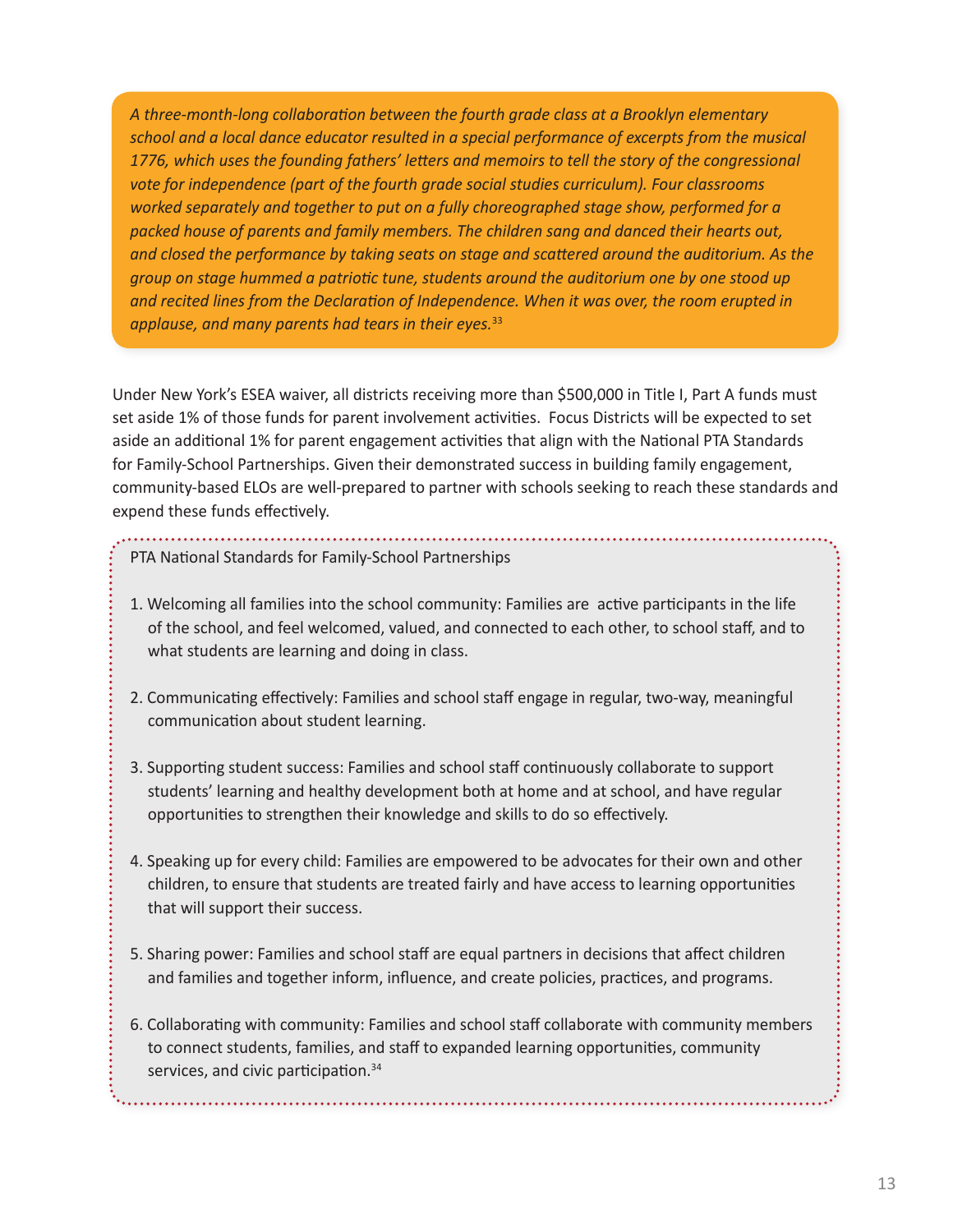*A three-month-long collaboration between the fourth grade class at a Brooklyn elementary school and a local dance educator resulted in a special performance of excerpts from the musical 1776, which uses the founding fathers' letters and memoirs to tell the story of the congressional vote for independence (part of the fourth grade social studies curriculum). Four classrooms worked separately and together to put on a fully choreographed stage show, performed for a packed house of parents and family members. The children sang and danced their hearts out, and closed the performance by taking seats on stage and scattered around the auditorium. As the group on stage hummed a patriotic tune, students around the auditorium one by one stood up and recited lines from the Declaration of Independence. When it was over, the room erupted in applause, and many parents had tears in their eyes.*[33]

Under New York's ESEA waiver, all districts receiving more than $500,000 in Title I, Part A funds must set aside 1% of those funds for parent involvement activities. Focus Districts will be expected to set aside an additional 1% for parent engagement activities that align with the National PTA Standards for Family-School Partnerships. Given their demonstrated success in building family engagement, community-based ELOs are well-prepared to partner with schools seeking to reach these standards and expend these funds effectively.

PTA National Standards for Family-School Partnerships

1. Welcoming all families into the school community: Families are active participants in the life of the school, and feel welcomed, valued, and connected to each other, to school staff, and to what students are learning and doing in class.

2. Communicating effectively: Families and school staff engage in regular, two-way, meaningful communication about student learning.

3. Supporting student success: Families and school staff continuously collaborate to support students' learning and healthy development both at home and at school, and have regular opportunities to strengthen their knowledge and skills to do so effectively.

4. Speaking up for every child: Families are empowered to be advocates for their own and other children, to ensure that students are treated fairly and have access to learning opportunities that will support their success.

5. Sharing power: Families and school staff are equal partners in decisions that affect children and families and together inform, influence, and create policies, practices, and programs.

6. Collaborating with community: Families and school staff collaborate with community members to connect students, families, and staff to expanded learning opportunities, community services, and civic participation.[34]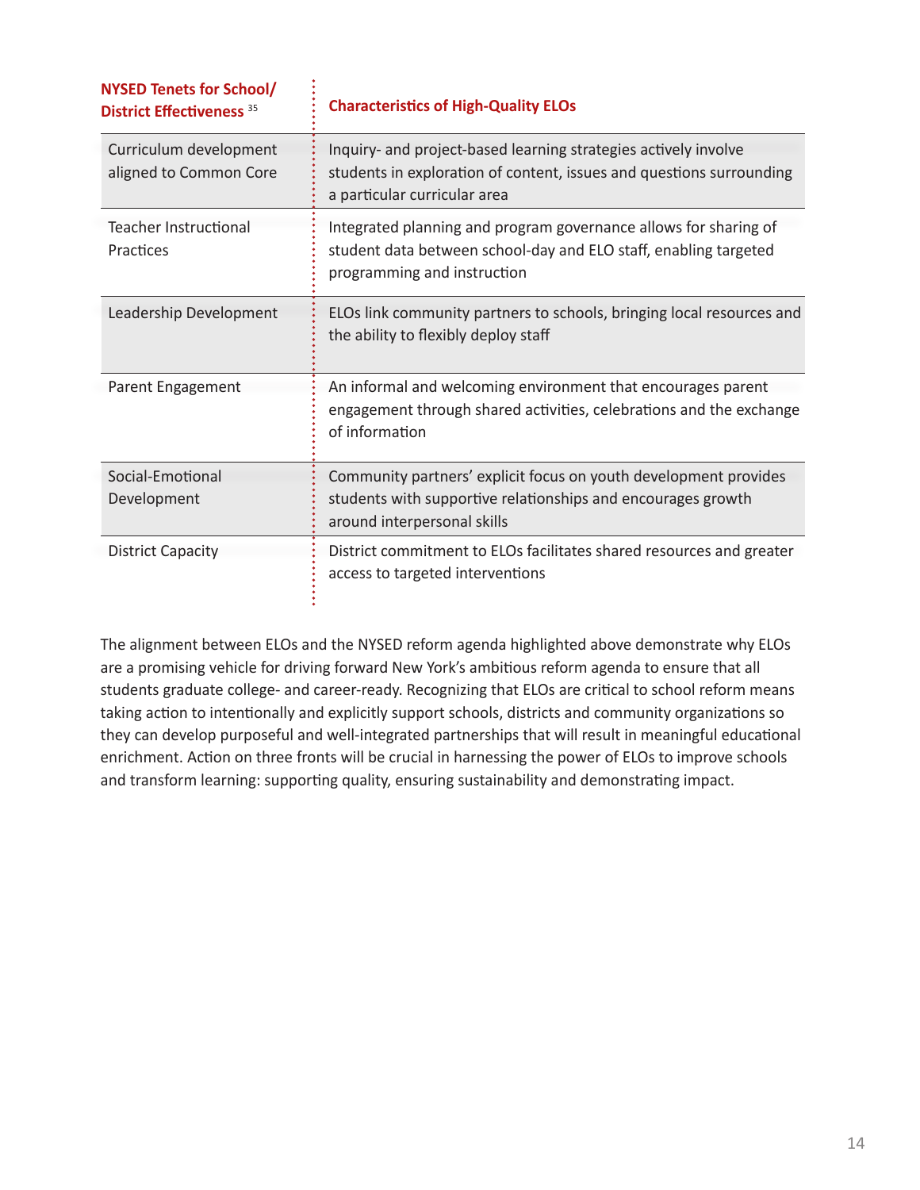| NYSED Tenets for School/ District Effectiveness [35] | Characteristics of High-Quality ELOs |
|---|---|
| Curriculum development aligned to Common Core | Inquiry- and project-based learning strategies actively involve students in exploration of content, issues and questions surrounding a particular curricular area |
| Teacher Instructional Practices | Integrated planning and program governance allows for sharing of student data between school-day and ELO staff, enabling targeted programming and instruction |
| Leadership Development | ELOs link community partners to schools, bringing local resources and the ability to flexibly deploy staff |
| Parent Engagement | An informal and welcoming environment that encourages parent engagement through shared activities, celebrations and the exchange of information |
| Social-Emotional Development | Community partners' explicit focus on youth development provides students with supportive relationships and encourages growth around interpersonal skills |
| District Capacity | District commitment to ELOs facilitates shared resources and greater access to targeted interventions |

The alignment between ELOs and the NYSED reform agenda highlighted above demonstrate why ELOs are a promising vehicle for driving forward New York's ambitious reform agenda to ensure that all students graduate college- and career-ready. Recognizing that ELOs are critical to school reform means taking action to intentionally and explicitly support schools, districts and community organizations so they can develop purposeful and well-integrated partnerships that will result in meaningful educational enrichment. Action on three fronts will be crucial in harnessing the power of ELOs to improve schools and transform learning: supporting quality, ensuring sustainability and demonstrating impact.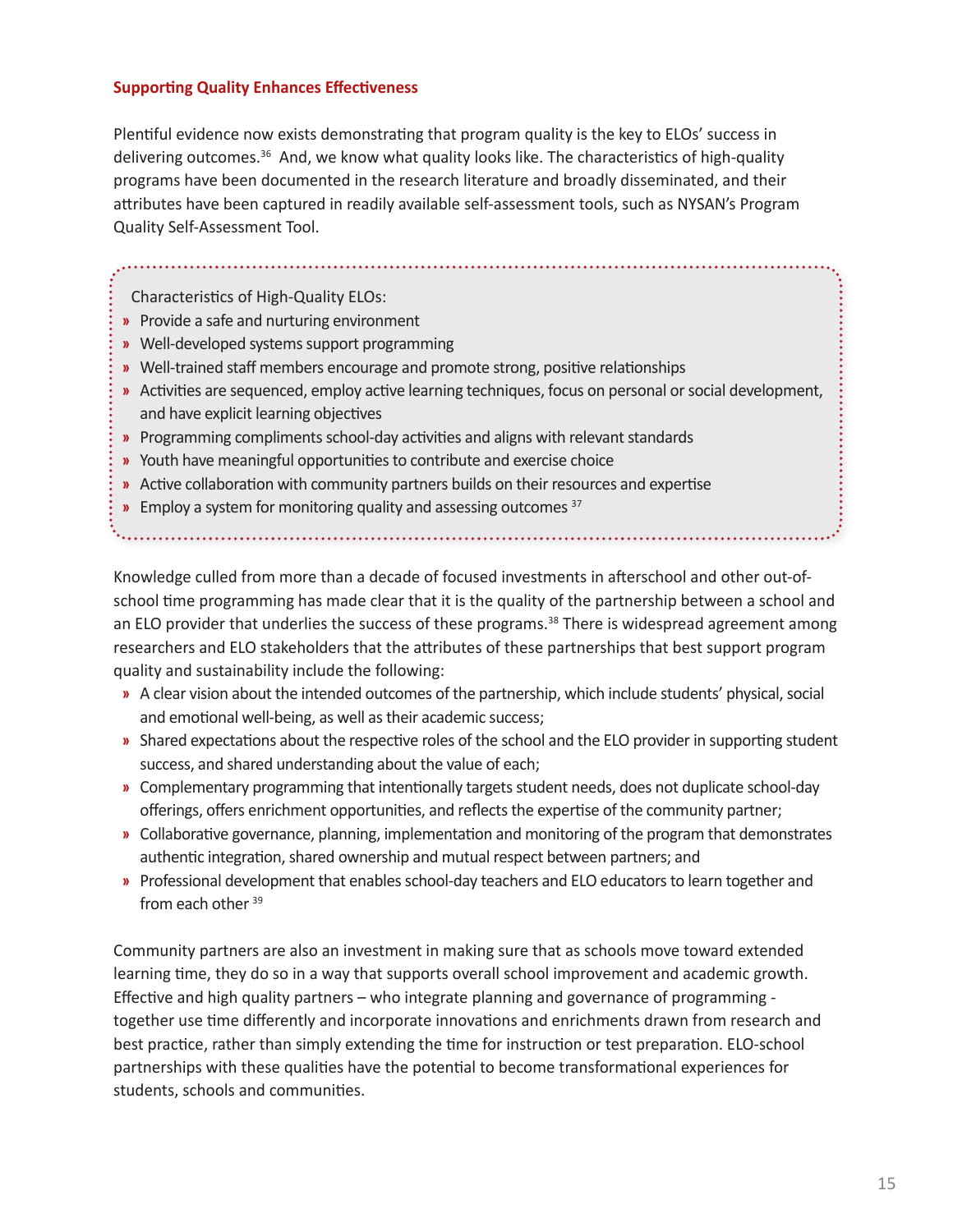### Supporting Quality Enhances Effectiveness

Plentiful evidence now exists demonstrating that program quality is the key to ELOs' success in delivering outcomes.[36] And, we know what quality looks like. The characteristics of high-quality programs have been documented in the research literature and broadly disseminated, and their attributes have been captured in readily available self-assessment tools, such as NYSAN's Program Quality Self-Assessment Tool.

Characteristics of High-Quality ELOs:

- Provide a safe and nurturing environment
- Well-developed systems support programming
- Well-trained staff members encourage and promote strong, positive relationships
- Activities are sequenced, employ active learning techniques, focus on personal or social development, and have explicit learning objectives
- Programming compliments school-day activities and aligns with relevant standards
- Youth have meaningful opportunities to contribute and exercise choice
- Active collaboration with community partners builds on their resources and expertise
- Employ a system for monitoring quality and assessing outcomes [37]

Knowledge culled from more than a decade of focused investments in afterschool and other out-of-school time programming has made clear that it is the quality of the partnership between a school and an ELO provider that underlies the success of these programs.[38] There is widespread agreement among researchers and ELO stakeholders that the attributes of these partnerships that best support program quality and sustainability include the following:

- A clear vision about the intended outcomes of the partnership, which include students' physical, social and emotional well-being, as well as their academic success;
- Shared expectations about the respective roles of the school and the ELO provider in supporting student success, and shared understanding about the value of each;
- Complementary programming that intentionally targets student needs, does not duplicate school-day offerings, offers enrichment opportunities, and reflects the expertise of the community partner;
- Collaborative governance, planning, implementation and monitoring of the program that demonstrates authentic integration, shared ownership and mutual respect between partners; and
- Professional development that enables school-day teachers and ELO educators to learn together and from each other [39]

Community partners are also an investment in making sure that as schools move toward extended learning time, they do so in a way that supports overall school improvement and academic growth. Effective and high quality partners – who integrate planning and governance of programming - together use time differently and incorporate innovations and enrichments drawn from research and best practice, rather than simply extending the time for instruction or test preparation. ELO-school partnerships with these qualities have the potential to become transformational experiences for students, schools and communities.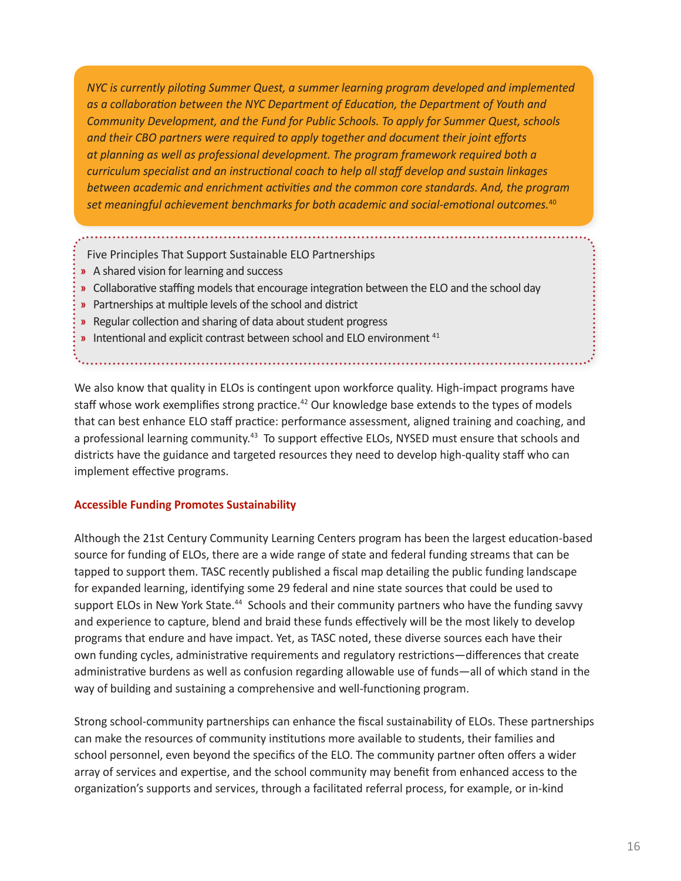*NYC is currently piloting Summer Quest, a summer learning program developed and implemented as a collaboration between the NYC Department of Education, the Department of Youth and Community Development, and the Fund for Public Schools. To apply for Summer Quest, schools and their CBO partners were required to apply together and document their joint efforts at planning as well as professional development. The program framework required both a curriculum specialist and an instructional coach to help all staff develop and sustain linkages between academic and enrichment activities and the common core standards. And, the program set meaningful achievement benchmarks for both academic and social-emotional outcomes.*[40]

Five Principles That Support Sustainable ELO Partnerships

- A shared vision for learning and success
- Collaborative staffing models that encourage integration between the ELO and the school day
- Partnerships at multiple levels of the school and district
- Regular collection and sharing of data about student progress
- Intentional and explicit contrast between school and ELO environment [41]

We also know that quality in ELOs is contingent upon workforce quality. High-impact programs have staff whose work exemplifies strong practice.[42] Our knowledge base extends to the types of models that can best enhance ELO staff practice: performance assessment, aligned training and coaching, and a professional learning community.[43] To support effective ELOs, NYSED must ensure that schools and districts have the guidance and targeted resources they need to develop high-quality staff who can implement effective programs.

### Accessible Funding Promotes Sustainability

Although the 21st Century Community Learning Centers program has been the largest education-based source for funding of ELOs, there are a wide range of state and federal funding streams that can be tapped to support them. TASC recently published a fiscal map detailing the public funding landscape for expanded learning, identifying some 29 federal and nine state sources that could be used to support ELOs in New York State.[44] Schools and their community partners who have the funding savvy and experience to capture, blend and braid these funds effectively will be the most likely to develop programs that endure and have impact. Yet, as TASC noted, these diverse sources each have their own funding cycles, administrative requirements and regulatory restrictions—differences that create administrative burdens as well as confusion regarding allowable use of funds—all of which stand in the way of building and sustaining a comprehensive and well-functioning program.

Strong school-community partnerships can enhance the fiscal sustainability of ELOs. These partnerships can make the resources of community institutions more available to students, their families and school personnel, even beyond the specifics of the ELO. The community partner often offers a wider array of services and expertise, and the school community may benefit from enhanced access to the organization's supports and services, through a facilitated referral process, for example, or in-kind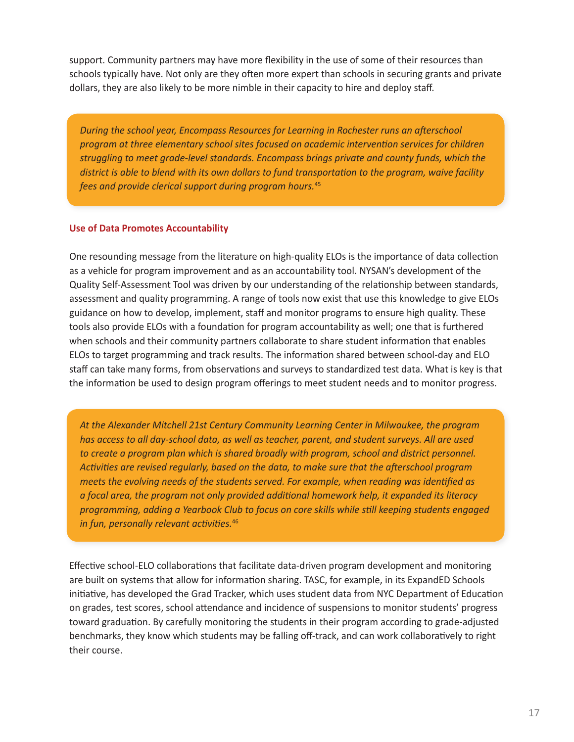support. Community partners may have more flexibility in the use of some of their resources than schools typically have. Not only are they often more expert than schools in securing grants and private dollars, they are also likely to be more nimble in their capacity to hire and deploy staff.

> *During the school year, Encompass Resources for Learning in Rochester runs an afterschool program at three elementary school sites focused on academic intervention services for children struggling to meet grade-level standards. Encompass brings private and county funds, which the district is able to blend with its own dollars to fund transportation to the program, waive facility fees and provide clerical support during program hours.*[45]

### Use of Data Promotes Accountability

One resounding message from the literature on high-quality ELOs is the importance of data collection as a vehicle for program improvement and as an accountability tool. NYSAN's development of the Quality Self-Assessment Tool was driven by our understanding of the relationship between standards, assessment and quality programming. A range of tools now exist that use this knowledge to give ELOs guidance on how to develop, implement, staff and monitor programs to ensure high quality. These tools also provide ELOs with a foundation for program accountability as well; one that is furthered when schools and their community partners collaborate to share student information that enables ELOs to target programming and track results. The information shared between school-day and ELO staff can take many forms, from observations and surveys to standardized test data. What is key is that the information be used to design program offerings to meet student needs and to monitor progress.

> *At the Alexander Mitchell 21st Century Community Learning Center in Milwaukee, the program has access to all day-school data, as well as teacher, parent, and student surveys. All are used to create a program plan which is shared broadly with program, school and district personnel. Activities are revised regularly, based on the data, to make sure that the afterschool program meets the evolving needs of the students served. For example, when reading was identified as a focal area, the program not only provided additional homework help, it expanded its literacy programming, adding a Yearbook Club to focus on core skills while still keeping students engaged in fun, personally relevant activities.*[46]

Effective school-ELO collaborations that facilitate data-driven program development and monitoring are built on systems that allow for information sharing. TASC, for example, in its ExpandED Schools initiative, has developed the Grad Tracker, which uses student data from NYC Department of Education on grades, test scores, school attendance and incidence of suspensions to monitor students' progress toward graduation. By carefully monitoring the students in their program according to grade-adjusted benchmarks, they know which students may be falling off-track, and can work collaboratively to right their course.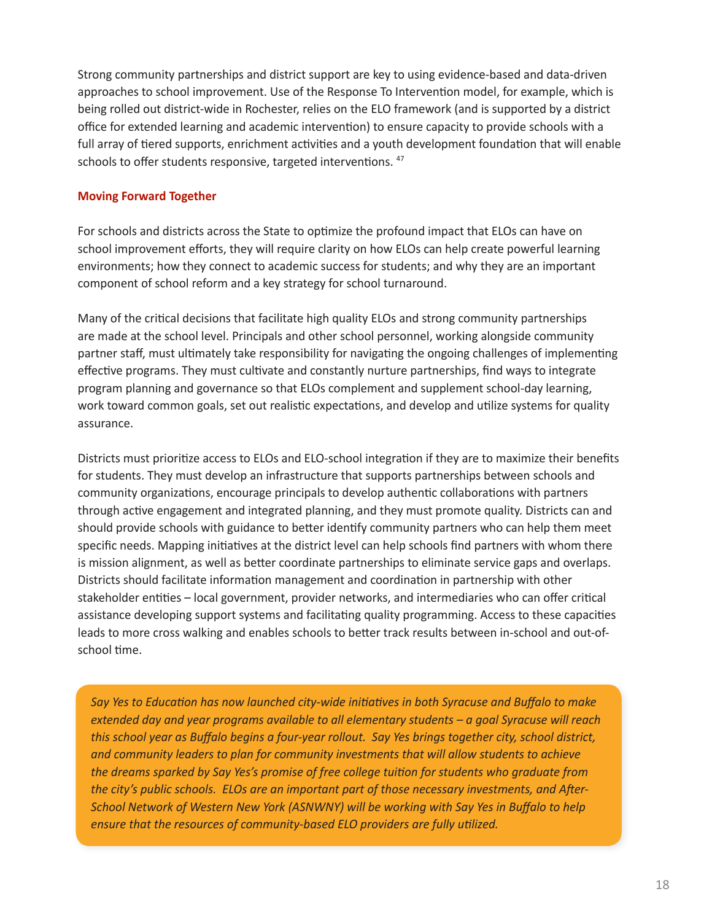Strong community partnerships and district support are key to using evidence-based and data-driven approaches to school improvement. Use of the Response To Intervention model, for example, which is being rolled out district-wide in Rochester, relies on the ELO framework (and is supported by a district office for extended learning and academic intervention) to ensure capacity to provide schools with a full array of tiered supports, enrichment activities and a youth development foundation that will enable schools to offer students responsive, targeted interventions. [47]

### Moving Forward Together

For schools and districts across the State to optimize the profound impact that ELOs can have on school improvement efforts, they will require clarity on how ELOs can help create powerful learning environments; how they connect to academic success for students; and why they are an important component of school reform and a key strategy for school turnaround.

Many of the critical decisions that facilitate high quality ELOs and strong community partnerships are made at the school level. Principals and other school personnel, working alongside community partner staff, must ultimately take responsibility for navigating the ongoing challenges of implementing effective programs. They must cultivate and constantly nurture partnerships, find ways to integrate program planning and governance so that ELOs complement and supplement school-day learning, work toward common goals, set out realistic expectations, and develop and utilize systems for quality assurance.

Districts must prioritize access to ELOs and ELO-school integration if they are to maximize their benefits for students. They must develop an infrastructure that supports partnerships between schools and community organizations, encourage principals to develop authentic collaborations with partners through active engagement and integrated planning, and they must promote quality. Districts can and should provide schools with guidance to better identify community partners who can help them meet specific needs. Mapping initiatives at the district level can help schools find partners with whom there is mission alignment, as well as better coordinate partnerships to eliminate service gaps and overlaps. Districts should facilitate information management and coordination in partnership with other stakeholder entities – local government, provider networks, and intermediaries who can offer critical assistance developing support systems and facilitating quality programming. Access to these capacities leads to more cross walking and enables schools to better track results between in-school and out-of-school time.

*Say Yes to Education has now launched city-wide initiatives in both Syracuse and Buffalo to make extended day and year programs available to all elementary students – a goal Syracuse will reach this school year as Buffalo begins a four-year rollout. Say Yes brings together city, school district, and community leaders to plan for community investments that will allow students to achieve the dreams sparked by Say Yes's promise of free college tuition for students who graduate from the city's public schools. ELOs are an important part of those necessary investments, and After-School Network of Western New York (ASNWNY) will be working with Say Yes in Buffalo to help ensure that the resources of community-based ELO providers are fully utilized.*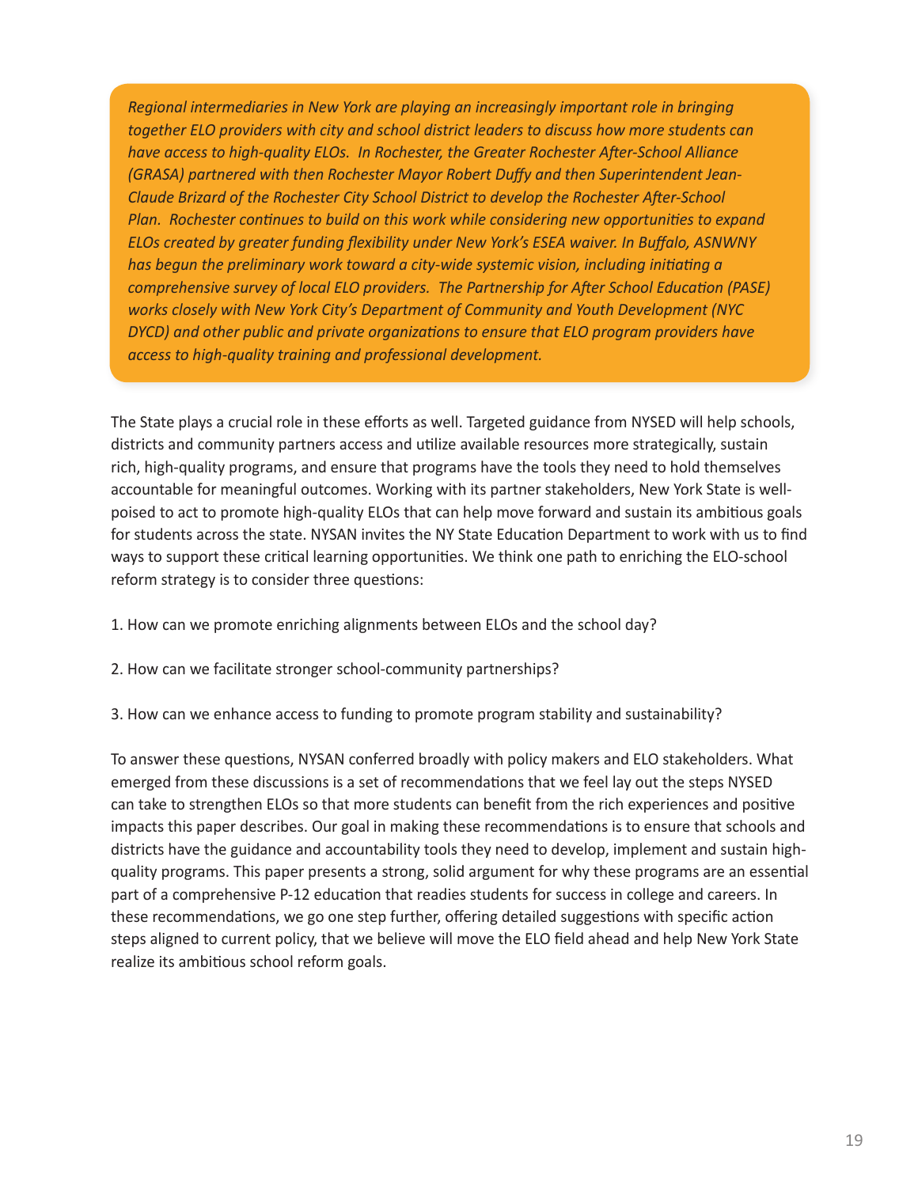*Regional intermediaries in New York are playing an increasingly important role in bringing together ELO providers with city and school district leaders to discuss how more students can have access to high-quality ELOs. In Rochester, the Greater Rochester After-School Alliance (GRASA) partnered with then Rochester Mayor Robert Duffy and then Superintendent Jean-Claude Brizard of the Rochester City School District to develop the Rochester After-School Plan. Rochester continues to build on this work while considering new opportunities to expand ELOs created by greater funding flexibility under New York's ESEA waiver. In Buffalo, ASNWNY has begun the preliminary work toward a city-wide systemic vision, including initiating a comprehensive survey of local ELO providers. The Partnership for After School Education (PASE) works closely with New York City's Department of Community and Youth Development (NYC DYCD) and other public and private organizations to ensure that ELO program providers have access to high-quality training and professional development.*

The State plays a crucial role in these efforts as well. Targeted guidance from NYSED will help schools, districts and community partners access and utilize available resources more strategically, sustain rich, high-quality programs, and ensure that programs have the tools they need to hold themselves accountable for meaningful outcomes. Working with its partner stakeholders, New York State is well-poised to act to promote high-quality ELOs that can help move forward and sustain its ambitious goals for students across the state. NYSAN invites the NY State Education Department to work with us to find ways to support these critical learning opportunities. We think one path to enriching the ELO-school reform strategy is to consider three questions:

1. How can we promote enriching alignments between ELOs and the school day?

2. How can we facilitate stronger school-community partnerships?

3. How can we enhance access to funding to promote program stability and sustainability?

To answer these questions, NYSAN conferred broadly with policy makers and ELO stakeholders. What emerged from these discussions is a set of recommendations that we feel lay out the steps NYSED can take to strengthen ELOs so that more students can benefit from the rich experiences and positive impacts this paper describes. Our goal in making these recommendations is to ensure that schools and districts have the guidance and accountability tools they need to develop, implement and sustain high-quality programs. This paper presents a strong, solid argument for why these programs are an essential part of a comprehensive P-12 education that readies students for success in college and careers. In these recommendations, we go one step further, offering detailed suggestions with specific action steps aligned to current policy, that we believe will move the ELO field ahead and help New York State realize its ambitious school reform goals.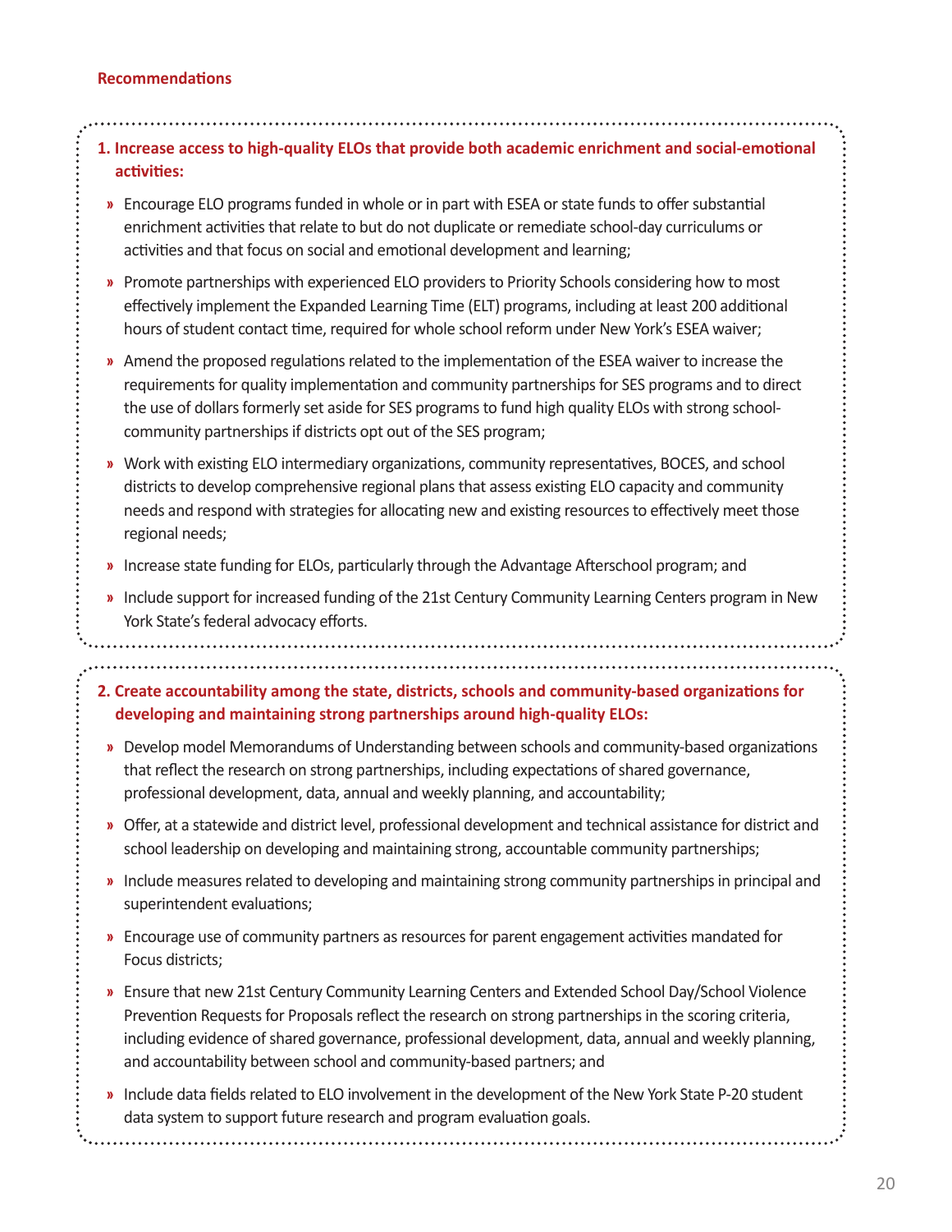### Recommendations

**1. Increase access to high-quality ELOs that provide both academic enrichment and social-emotional activities:**

- Encourage ELO programs funded in whole or in part with ESEA or state funds to offer substantial enrichment activities that relate to but do not duplicate or remediate school-day curriculums or activities and that focus on social and emotional development and learning;
- Promote partnerships with experienced ELO providers to Priority Schools considering how to most effectively implement the Expanded Learning Time (ELT) programs, including at least 200 additional hours of student contact time, required for whole school reform under New York's ESEA waiver;
- Amend the proposed regulations related to the implementation of the ESEA waiver to increase the requirements for quality implementation and community partnerships for SES programs and to direct the use of dollars formerly set aside for SES programs to fund high quality ELOs with strong school-community partnerships if districts opt out of the SES program;
- Work with existing ELO intermediary organizations, community representatives, BOCES, and school districts to develop comprehensive regional plans that assess existing ELO capacity and community needs and respond with strategies for allocating new and existing resources to effectively meet those regional needs;
- Increase state funding for ELOs, particularly through the Advantage Afterschool program; and
- Include support for increased funding of the 21st Century Community Learning Centers program in New York State's federal advocacy efforts.

**2. Create accountability among the state, districts, schools and community-based organizations for developing and maintaining strong partnerships around high-quality ELOs:**

- Develop model Memorandums of Understanding between schools and community-based organizations that reflect the research on strong partnerships, including expectations of shared governance, professional development, data, annual and weekly planning, and accountability;
- Offer, at a statewide and district level, professional development and technical assistance for district and school leadership on developing and maintaining strong, accountable community partnerships;
- Include measures related to developing and maintaining strong community partnerships in principal and superintendent evaluations;
- Encourage use of community partners as resources for parent engagement activities mandated for Focus districts;
- Ensure that new 21st Century Community Learning Centers and Extended School Day/School Violence Prevention Requests for Proposals reflect the research on strong partnerships in the scoring criteria, including evidence of shared governance, professional development, data, annual and weekly planning, and accountability between school and community-based partners; and
- Include data fields related to ELO involvement in the development of the New York State P-20 student data system to support future research and program evaluation goals.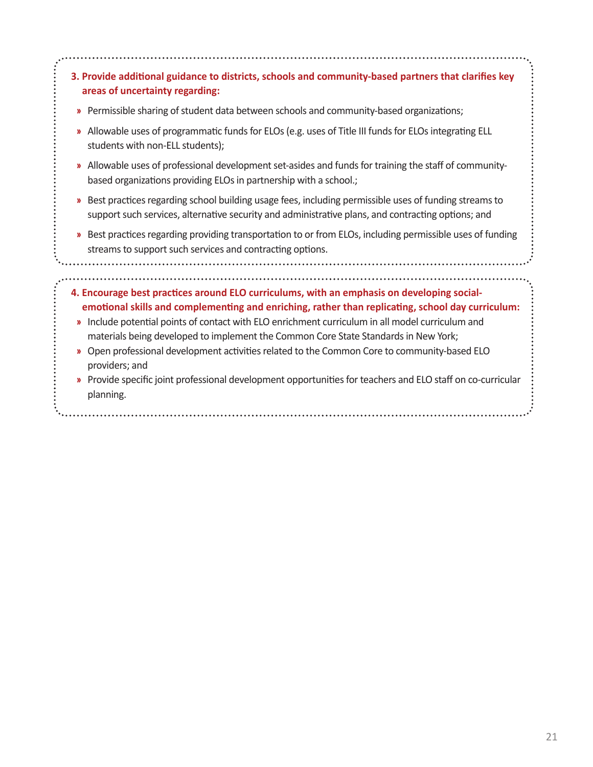**3. Provide additional guidance to districts, schools and community-based partners that clarifies key areas of uncertainty regarding:**

- Permissible sharing of student data between schools and community-based organizations;
- Allowable uses of programmatic funds for ELOs (e.g. uses of Title III funds for ELOs integrating ELL students with non-ELL students);
- Allowable uses of professional development set-asides and funds for training the staff of community-based organizations providing ELOs in partnership with a school.;
- Best practices regarding school building usage fees, including permissible uses of funding streams to support such services, alternative security and administrative plans, and contracting options; and
- Best practices regarding providing transportation to or from ELOs, including permissible uses of funding streams to support such services and contracting options.

**4. Encourage best practices around ELO curriculums, with an emphasis on developing social-emotional skills and complementing and enriching, rather than replicating, school day curriculum:**

- Include potential points of contact with ELO enrichment curriculum in all model curriculum and materials being developed to implement the Common Core State Standards in New York;
- Open professional development activities related to the Common Core to community-based ELO providers; and
- Provide specific joint professional development opportunities for teachers and ELO staff on co-curricular planning.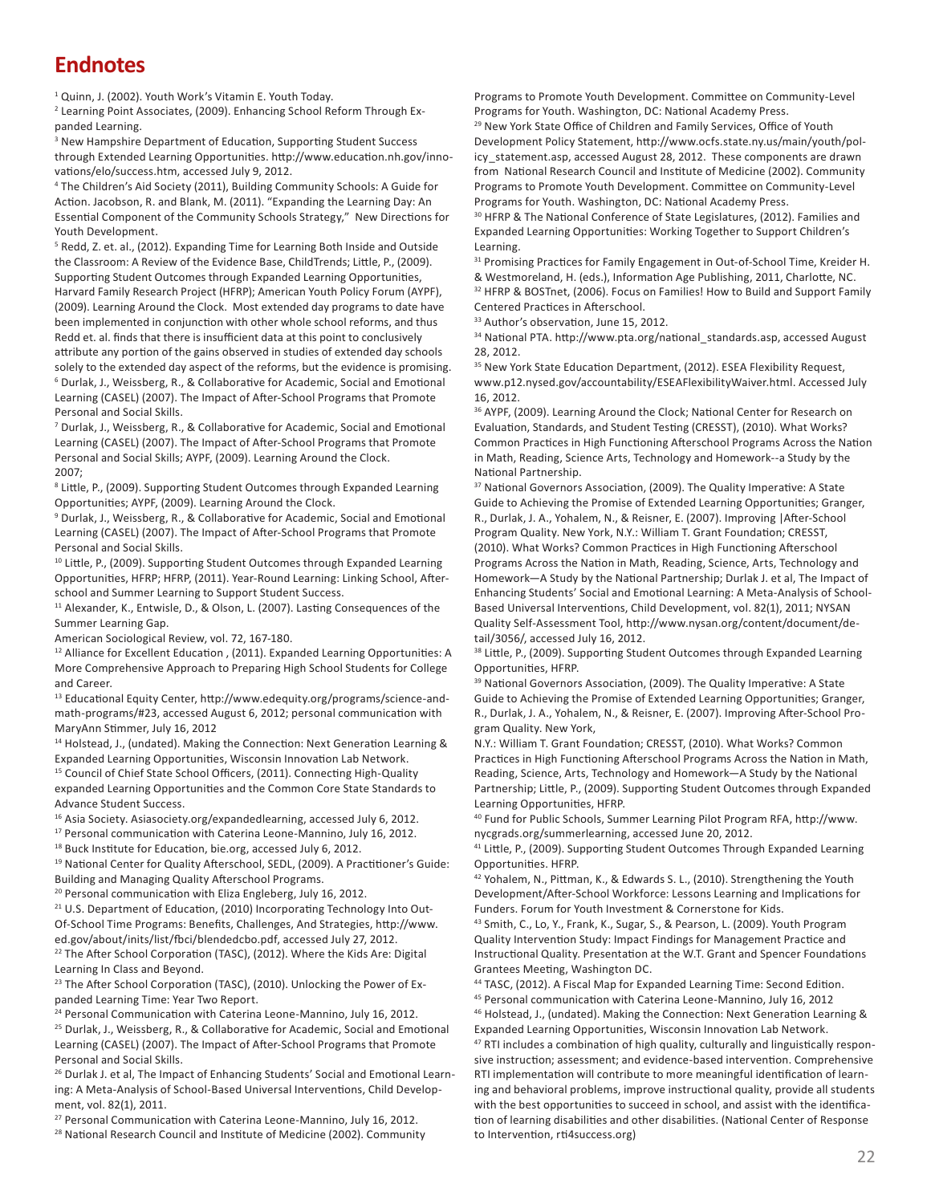# Endnotes

[1] Quinn, J. (2002). Youth Work's Vitamin E. Youth Today.

[2] Learning Point Associates, (2009). Enhancing School Reform Through Expanded Learning.

[3] New Hampshire Department of Education, Supporting Student Success through Extended Learning Opportunities. http://www.education.nh.gov/innovations/elo/success.htm, accessed July 9, 2012.

[4] The Children's Aid Society (2011), Building Community Schools: A Guide for Action. Jacobson, R. and Blank, M. (2011). "Expanding the Learning Day: An Essential Component of the Community Schools Strategy," New Directions for Youth Development.

[5] Redd, Z. et. al., (2012). Expanding Time for Learning Both Inside and Outside the Classroom: A Review of the Evidence Base, ChildTrends; Little, P., (2009). Supporting Student Outcomes through Expanded Learning Opportunities, Harvard Family Research Project (HFRP); American Youth Policy Forum (AYPF), (2009). Learning Around the Clock. Most extended day programs to date have been implemented in conjunction with other whole school reforms, and thus Redd et. al. finds that there is insufficient data at this point to conclusively attribute any portion of the gains observed in studies of extended day schools solely to the extended day aspect of the reforms, but the evidence is promising.

[6] Durlak, J., Weissberg, R., & Collaborative for Academic, Social and Emotional Learning (CASEL) (2007). The Impact of After-School Programs that Promote Personal and Social Skills.

[7] Durlak, J., Weissberg, R., & Collaborative for Academic, Social and Emotional Learning (CASEL) (2007). The Impact of After-School Programs that Promote Personal and Social Skills; AYPF, (2009). Learning Around the Clock. 2007;

[8] Little, P., (2009). Supporting Student Outcomes through Expanded Learning Opportunities; AYPF, (2009). Learning Around the Clock.

[9] Durlak, J., Weissberg, R., & Collaborative for Academic, Social and Emotional Learning (CASEL) (2007). The Impact of After-School Programs that Promote Personal and Social Skills.

[10] Little, P., (2009). Supporting Student Outcomes through Expanded Learning Opportunities, HFRP; HFRP, (2011). Year-Round Learning: Linking School, Afterschool and Summer Learning to Support Student Success.

[11] Alexander, K., Entwisle, D., & Olson, L. (2007). Lasting Consequences of the Summer Learning Gap.

American Sociological Review, vol. 72, 167-180.

[12] Alliance for Excellent Education , (2011). Expanded Learning Opportunities: A More Comprehensive Approach to Preparing High School Students for College and Career.

[13] Educational Equity Center, http://www.edequity.org/programs/science-and-math-programs/#23, accessed August 6, 2012; personal communication with MaryAnn Stimmer, July 16, 2012

[14] Holstead, J., (undated). Making the Connection: Next Generation Learning & Expanded Learning Opportunities, Wisconsin Innovation Lab Network.

[15] Council of Chief State School Officers, (2011). Connecting High-Quality expanded Learning Opportunities and the Common Core State Standards to Advance Student Success.

[16] Asia Society. Asiasociety.org/expandedlearning, accessed July 6, 2012.

[17] Personal communication with Caterina Leone-Mannino, July 16, 2012.

[18] Buck Institute for Education, bie.org, accessed July 6, 2012.

[19] National Center for Quality Afterschool, SEDL, (2009). A Practitioner's Guide: Building and Managing Quality Afterschool Programs.

[20] Personal communication with Eliza Engleberg, July 16, 2012.

[21] U.S. Department of Education, (2010) Incorporating Technology Into Out-Of-School Time Programs: Benefits, Challenges, And Strategies, http://www.ed.gov/about/inits/list/fbci/blendedcbo.pdf, accessed July 27, 2012.

[22] The After School Corporation (TASC), (2012). Where the Kids Are: Digital Learning In Class and Beyond.

[23] The After School Corporation (TASC), (2010). Unlocking the Power of Expanded Learning Time: Year Two Report.

[24] Personal Communication with Caterina Leone-Mannino, July 16, 2012.

[25] Durlak, J., Weissberg, R., & Collaborative for Academic, Social and Emotional Learning (CASEL) (2007). The Impact of After-School Programs that Promote Personal and Social Skills.

[26] Durlak J. et al, The Impact of Enhancing Students' Social and Emotional Learning: A Meta-Analysis of School-Based Universal Interventions, Child Development, vol. 82(1), 2011.

[27] Personal Communication with Caterina Leone-Mannino, July 16, 2012.

[28] National Research Council and Institute of Medicine (2002). Community Programs to Promote Youth Development. Committee on Community-Level Programs for Youth. Washington, DC: National Academy Press.

[29] New York State Office of Children and Family Services, Office of Youth Development Policy Statement, http://www.ocfs.state.ny.us/main/youth/policy_statement.asp, accessed August 28, 2012. These components are drawn from National Research Council and Institute of Medicine (2002). Community Programs to Promote Youth Development. Committee on Community-Level Programs for Youth. Washington, DC: National Academy Press.

[30] HFRP & The National Conference of State Legislatures, (2012). Families and Expanded Learning Opportunities: Working Together to Support Children's Learning.

[31] Promising Practices for Family Engagement in Out-of-School Time, Kreider H. & Westmoreland, H. (eds.), Information Age Publishing, 2011, Charlotte, NC.

[32] HFRP & BOSTnet, (2006). Focus on Families! How to Build and Support Family Centered Practices in Afterschool.

[33] Author's observation, June 15, 2012.

[34] National PTA. http://www.pta.org/national_standards.asp, accessed August 28, 2012.

[35] New York State Education Department, (2012). ESEA Flexibility Request, www.p12.nysed.gov/accountability/ESEAFlexibilityWaiver.html. Accessed July 16, 2012.

[36] AYPF, (2009). Learning Around the Clock; National Center for Research on Evaluation, Standards, and Student Testing (CRESST), (2010). What Works? Common Practices in High Functioning Afterschool Programs Across the Nation in Math, Reading, Science Arts, Technology and Homework--a Study by the National Partnership.

[37] National Governors Association, (2009). The Quality Imperative: A State Guide to Achieving the Promise of Extended Learning Opportunities; Granger, R., Durlak, J. A., Yohalem, N., & Reisner, E. (2007). Improving |After-School Program Quality. New York, N.Y.: William T. Grant Foundation; CRESST, (2010). What Works? Common Practices in High Functioning Afterschool Programs Across the Nation in Math, Reading, Science, Arts, Technology and Homework—A Study by the National Partnership; Durlak J. et al, The Impact of Enhancing Students' Social and Emotional Learning: A Meta-Analysis of School-Based Universal Interventions, Child Development, vol. 82(1), 2011; NYSAN Quality Self-Assessment Tool, http://www.nysan.org/content/document/detail/3056/, accessed July 16, 2012.

[38] Little, P., (2009). Supporting Student Outcomes through Expanded Learning Opportunities, HFRP.

[39] National Governors Association, (2009). The Quality Imperative: A State Guide to Achieving the Promise of Extended Learning Opportunities; Granger, R., Durlak, J. A., Yohalem, N., & Reisner, E. (2007). Improving After-School Program Quality. New York,

N.Y.: William T. Grant Foundation; CRESST, (2010). What Works? Common Practices in High Functioning Afterschool Programs Across the Nation in Math, Reading, Science, Arts, Technology and Homework—A Study by the National Partnership; Little, P., (2009). Supporting Student Outcomes through Expanded Learning Opportunities, HFRP.

[40] Fund for Public Schools, Summer Learning Pilot Program RFA, http://www.nycgrads.org/summerlearning, accessed June 20, 2012.

[41] Little, P., (2009). Supporting Student Outcomes Through Expanded Learning Opportunities. HFRP.

[42] Yohalem, N., Pittman, K., & Edwards S. L., (2010). Strengthening the Youth Development/After-School Workforce: Lessons Learning and Implications for Funders. Forum for Youth Investment & Cornerstone for Kids.

[43] Smith, C., Lo, Y., Frank, K., Sugar, S., & Pearson, L. (2009). Youth Program Quality Intervention Study: Impact Findings for Management Practice and Instructional Quality. Presentation at the W.T. Grant and Spencer Foundations Grantees Meeting, Washington DC.

[44] TASC, (2012). A Fiscal Map for Expanded Learning Time: Second Edition.

[45] Personal communication with Caterina Leone-Mannino, July 16, 2012

[46] Holstead, J., (undated). Making the Connection: Next Generation Learning & Expanded Learning Opportunities, Wisconsin Innovation Lab Network.

[47] RTI includes a combination of high quality, culturally and linguistically responsive instruction; assessment; and evidence-based intervention. Comprehensive RTI implementation will contribute to more meaningful identification of learning and behavioral problems, improve instructional quality, provide all students with the best opportunities to succeed in school, and assist with the identification of learning disabilities and other disabilities. (National Center of Response to Intervention, rti4success.org)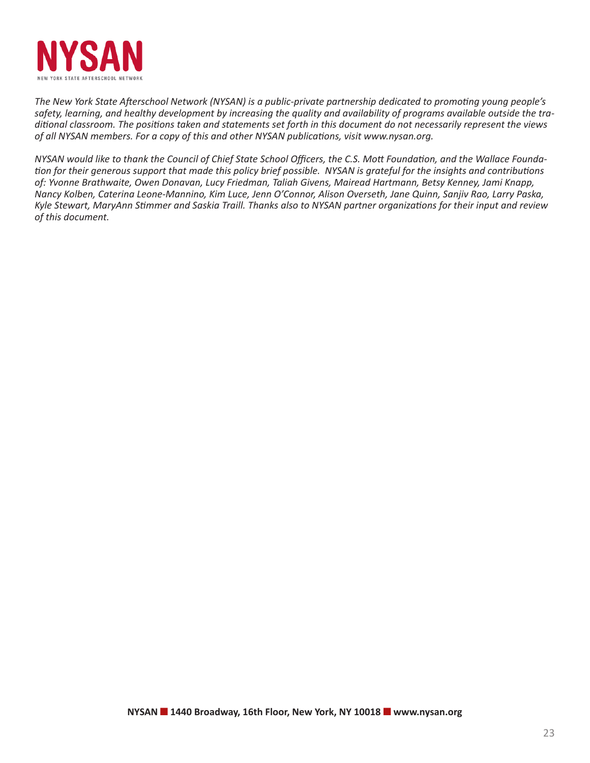**NYSAN**

NEW YORK STATE AFTERSCHOOL NETWORK

*The New York State Afterschool Network (NYSAN) is a public-private partnership dedicated to promoting young people's safety, learning, and healthy development by increasing the quality and availability of programs available outside the traditional classroom. The positions taken and statements set forth in this document do not necessarily represent the views of all NYSAN members. For a copy of this and other NYSAN publications, visit www.nysan.org.*

*NYSAN would like to thank the Council of Chief State School Officers, the C.S. Mott Foundation, and the Wallace Foundation for their generous support that made this policy brief possible. NYSAN is grateful for the insights and contributions of: Yvonne Brathwaite, Owen Donavan, Lucy Friedman, Taliah Givens, Mairead Hartmann, Betsy Kenney, Jami Knapp, Nancy Kolben, Caterina Leone-Mannino, Kim Luce, Jenn O'Connor, Alison Overseth, Jane Quinn, Sanjiv Rao, Larry Paska, Kyle Stewart, MaryAnn Stimmer and Saskia Traill. Thanks also to NYSAN partner organizations for their input and review of this document.*

**NYSAN ■ 1440 Broadway, 16th Floor, New York, NY 10018 ■ www.nysan.org**